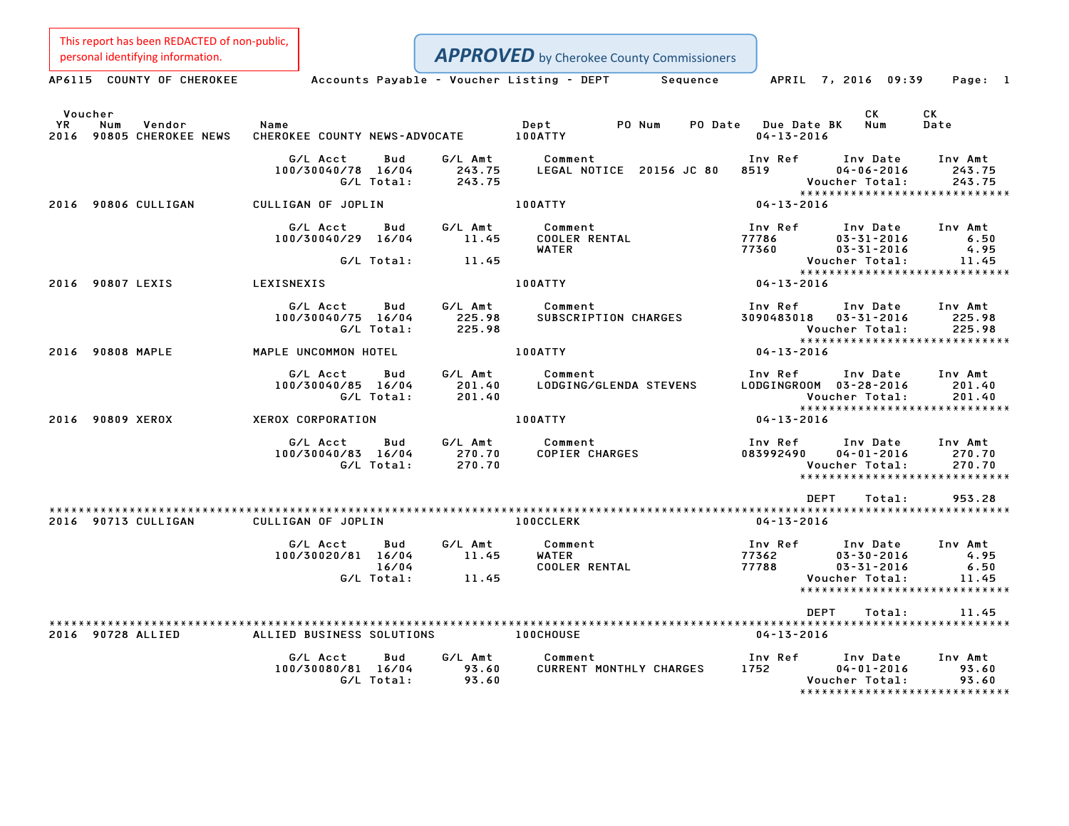This report has been REDACTED of non-public, personal identifying information.

**APPROVED** by Cherokee County Commissioners

AP6115 COUNTY OF CHEROKEE — Accounts Payable - Voucher Listing - DEPT Sequence — APRIL 7, 2016 09:39

| Voucher YR | Num | Vendor | Name | Dept | PO Num | PO Date | Due Date BK | CK Num | CK Date |
|---|---|---|---|---|---|---|---|---|---|
| 2016 | 90805 | CHEROKEE NEWS | CHEROKEE COUNTY NEWS-ADVOCATE | 100ATTY | | | 04-13-2016 | | |

| G/L Acct | Bud | G/L Amt | Comment | Inv Ref | Inv Date | Inv Amt |
|---|---|---|---|---|---|---|
| 100/30040/78 | 16/04 | 243.75 | LEGAL NOTICE 20156 JC 80 | 8519 | 04-06-2016 | 243.75 |
| | G/L Total: | 243.75 | | | Voucher Total: | 243.75 |

| YR | Num | Vendor | Name | Dept | Due Date |
|---|---|---|---|---|---|
| 2016 | 90806 | CULLIGAN | CULLIGAN OF JOPLIN | 100ATTY | 04-13-2016 |

| G/L Acct | Bud | G/L Amt | Comment | Inv Ref | Inv Date | Inv Amt |
|---|---|---|---|---|---|---|
| 100/30040/29 | 16/04 | 11.45 | COOLER RENTAL | 77786 | 03-31-2016 | 6.50 |
| | | | WATER | 77360 | 03-31-2016 | 4.95 |
| | G/L Total: | 11.45 | | | Voucher Total: | 11.45 |

| YR | Num | Vendor | Name | Dept | Due Date |
|---|---|---|---|---|---|
| 2016 | 90807 | LEXIS | LEXISNEXIS | 100ATTY | 04-13-2016 |

| G/L Acct | Bud | G/L Amt | Comment | Inv Ref | Inv Date | Inv Amt |
|---|---|---|---|---|---|---|
| 100/30040/75 | 16/04 | 225.98 | SUBSCRIPTION CHARGES | 3090483018 | 03-31-2016 | 225.98 |
| | G/L Total: | 225.98 | | | Voucher Total: | 225.98 |

| YR | Num | Vendor | Name | Dept | Due Date |
|---|---|---|---|---|---|
| 2016 | 90808 | MAPLE | MAPLE UNCOMMON HOTEL | 100ATTY | 04-13-2016 |

| G/L Acct | Bud | G/L Amt | Comment | Inv Ref | Inv Date | Inv Amt |
|---|---|---|---|---|---|---|
| 100/30040/85 | 16/04 | 201.40 | LODGING/GLENDA STEVENS | LODGINGROOM | 03-28-2016 | 201.40 |
| | G/L Total: | 201.40 | | | Voucher Total: | 201.40 |

| YR | Num | Vendor | Name | Dept | Due Date |
|---|---|---|---|---|---|
| 2016 | 90809 | XEROX | XEROX CORPORATION | 100ATTY | 04-13-2016 |

| G/L Acct | Bud | G/L Amt | Comment | Inv Ref | Inv Date | Inv Amt |
|---|---|---|---|---|---|---|
| 100/30040/83 | 16/04 | 270.70 | COPIER CHARGES | 083992490 | 04-01-2016 | 270.70 |
| | G/L Total: | 270.70 | | | Voucher Total: | 270.70 |

DEPT Total: 953.28

| YR | Num | Vendor | Name | Dept | Due Date |
|---|---|---|---|---|---|
| 2016 | 90713 | CULLIGAN | CULLIGAN OF JOPLIN | 100CCLERK | 04-13-2016 |

| G/L Acct | Bud | G/L Amt | Comment | Inv Ref | Inv Date | Inv Amt |
|---|---|---|---|---|---|---|
| 100/30020/81 | 16/04 | 11.45 | WATER | 77362 | 03-30-2016 | 4.95 |
| | 16/04 | | COOLER RENTAL | 77788 | 03-31-2016 | 6.50 |
| | G/L Total: | 11.45 | | | Voucher Total: | 11.45 |

DEPT Total: 11.45

| YR | Num | Vendor | Name | Dept | Due Date |
|---|---|---|---|---|---|
| 2016 | 90728 | ALLIED | ALLIED BUSINESS SOLUTIONS | 100CHOUSE | 04-13-2016 |

| G/L Acct | Bud | G/L Amt | Comment | Inv Ref | Inv Date | Inv Amt |
|---|---|---|---|---|---|---|
| 100/30080/81 | 16/04 | 93.60 | CURRENT MONTHLY CHARGES | 1752 | 04-01-2016 | 93.60 |
| | G/L Total: | 93.60 | | | Voucher Total: | 93.60 |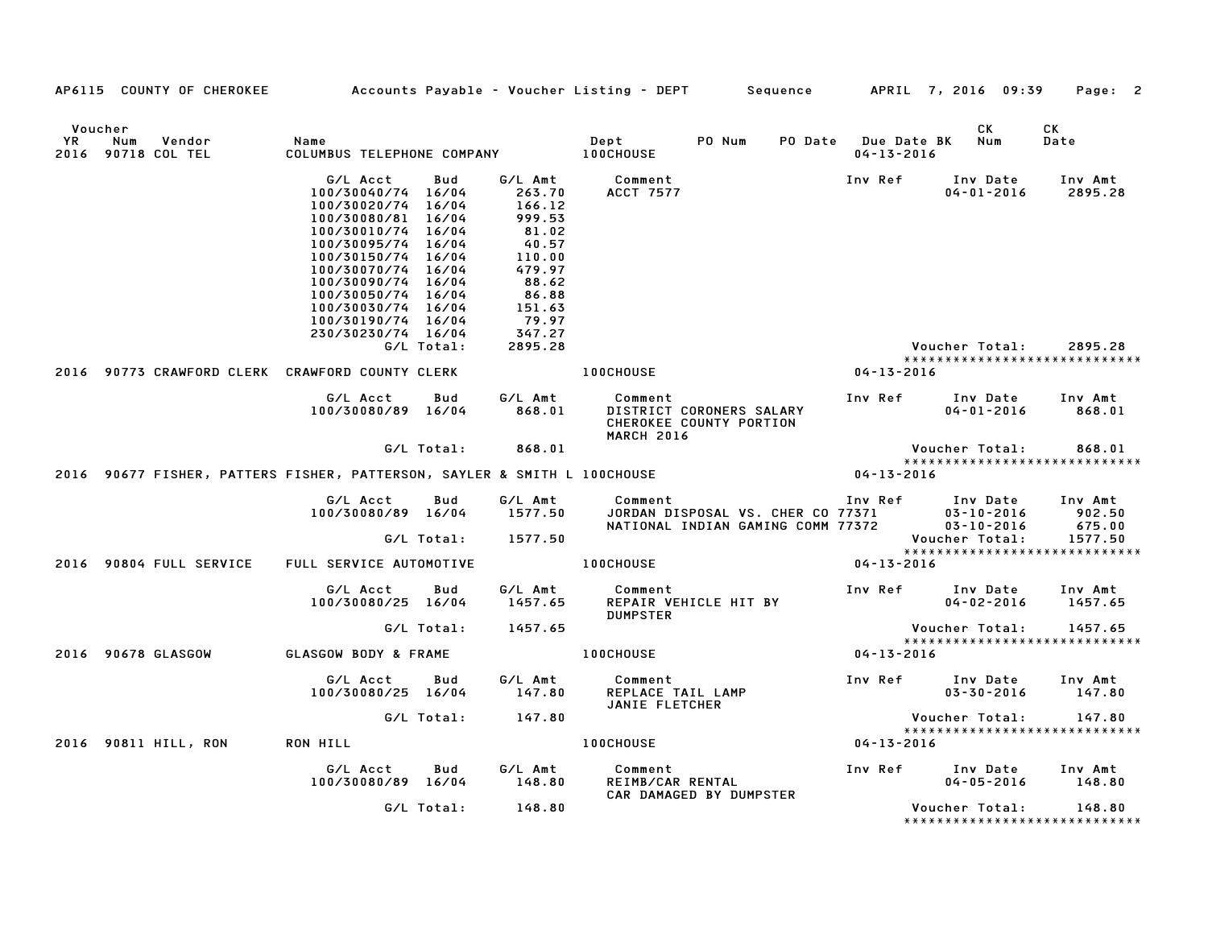AP6115 COUNTY OF CHEROKEE — Accounts Payable - Voucher Listing - DEPT — Sequence — APRIL 7, 2016 09:39

| Voucher YR | Num | Vendor | Name | Dept | PO Num | PO Date | Due Date BK | CK Num | CK Date |
|---|---|---|---|---|---|---|---|---|---|
| 2016 | 90718 | COL TEL | COLUMBUS TELEPHONE COMPANY | 100CHOUSE | | | 04-13-2016 | | |

| G/L Acct | Bud | G/L Amt | Comment | Inv Ref | Inv Date | Inv Amt |
|---|---|---|---|---|---|---|
| 100/30040/74 | 16/04 | 263.70 | ACCT 7577 | | 04-01-2016 | 2895.28 |
| 100/30020/74 | 16/04 | 166.12 | | | | |
| 100/30080/81 | 16/04 | 999.53 | | | | |
| 100/30010/74 | 16/04 | 81.02 | | | | |
| 100/30095/74 | 16/04 | 40.57 | | | | |
| 100/30150/74 | 16/04 | 110.00 | | | | |
| 100/30070/74 | 16/04 | 479.97 | | | | |
| 100/30090/74 | 16/04 | 88.62 | | | | |
| 100/30050/74 | 16/04 | 86.88 | | | | |
| 100/30030/74 | 16/04 | 151.63 | | | | |
| 100/30190/74 | 16/04 | 79.97 | | | | |
| 230/30230/74 | 16/04 | 347.27 | | | | |
| | G/L Total: | 2895.28 | | | Voucher Total: | 2895.28 |

*****************************

| Voucher YR | Num | Vendor | Name | Dept | Due Date BK |
|---|---|---|---|---|---|
| 2016 | 90773 | CRAWFORD CLERK | CRAWFORD COUNTY CLERK | 100CHOUSE | 04-13-2016 |

| G/L Acct | Bud | G/L Amt | Comment | Inv Ref | Inv Date | Inv Amt |
|---|---|---|---|---|---|---|
| 100/30080/89 | 16/04 | 868.01 | DISTRICT CORONERS SALARY CHEROKEE COUNTY PORTION MARCH 2016 | | 04-01-2016 | 868.01 |
| | G/L Total: | 868.01 | | | Voucher Total: | 868.01 |

*****************************

| Voucher YR | Num | Vendor | Name | Dept | Due Date BK |
|---|---|---|---|---|---|
| 2016 | 90677 | FISHER, PATTERS | FISHER, PATTERSON, SAYLER & SMITH L | 100CHOUSE | 04-13-2016 |

| G/L Acct | Bud | G/L Amt | Comment | Inv Ref | Inv Date | Inv Amt |
|---|---|---|---|---|---|---|
| 100/30080/89 | 16/04 | 1577.50 | JORDAN DISPOSAL VS. CHER CO | 77371 | 03-10-2016 | 902.50 |
| | | | NATIONAL INDIAN GAMING COMM | 77372 | 03-10-2016 | 675.00 |
| | G/L Total: | 1577.50 | | | Voucher Total: | 1577.50 |

*****************************

| Voucher YR | Num | Vendor | Name | Dept | Due Date BK |
|---|---|---|---|---|---|
| 2016 | 90804 | FULL SERVICE | FULL SERVICE AUTOMOTIVE | 100CHOUSE | 04-13-2016 |

| G/L Acct | Bud | G/L Amt | Comment | Inv Ref | Inv Date | Inv Amt |
|---|---|---|---|---|---|---|
| 100/30080/25 | 16/04 | 1457.65 | REPAIR VEHICLE HIT BY DUMPSTER | | 04-02-2016 | 1457.65 |
| | G/L Total: | 1457.65 | | | Voucher Total: | 1457.65 |

*****************************

| Voucher YR | Num | Vendor | Name | Dept | Due Date BK |
|---|---|---|---|---|---|
| 2016 | 90678 | GLASGOW | GLASGOW BODY & FRAME | 100CHOUSE | 04-13-2016 |

| G/L Acct | Bud | G/L Amt | Comment | Inv Ref | Inv Date | Inv Amt |
|---|---|---|---|---|---|---|
| 100/30080/25 | 16/04 | 147.80 | REPLACE TAIL LAMP JANIE FLETCHER | | 03-30-2016 | 147.80 |
| | G/L Total: | 147.80 | | | Voucher Total: | 147.80 |

*****************************

| Voucher YR | Num | Vendor | Name | Dept | Due Date BK |
|---|---|---|---|---|---|
| 2016 | 90811 | HILL, RON | RON HILL | 100CHOUSE | 04-13-2016 |

| G/L Acct | Bud | G/L Amt | Comment | Inv Ref | Inv Date | Inv Amt |
|---|---|---|---|---|---|---|
| 100/30080/89 | 16/04 | 148.80 | REIMB/CAR RENTAL CAR DAMAGED BY DUMPSTER | | 04-05-2016 | 148.80 |
| | G/L Total: | 148.80 | | | Voucher Total: | 148.80 |

*****************************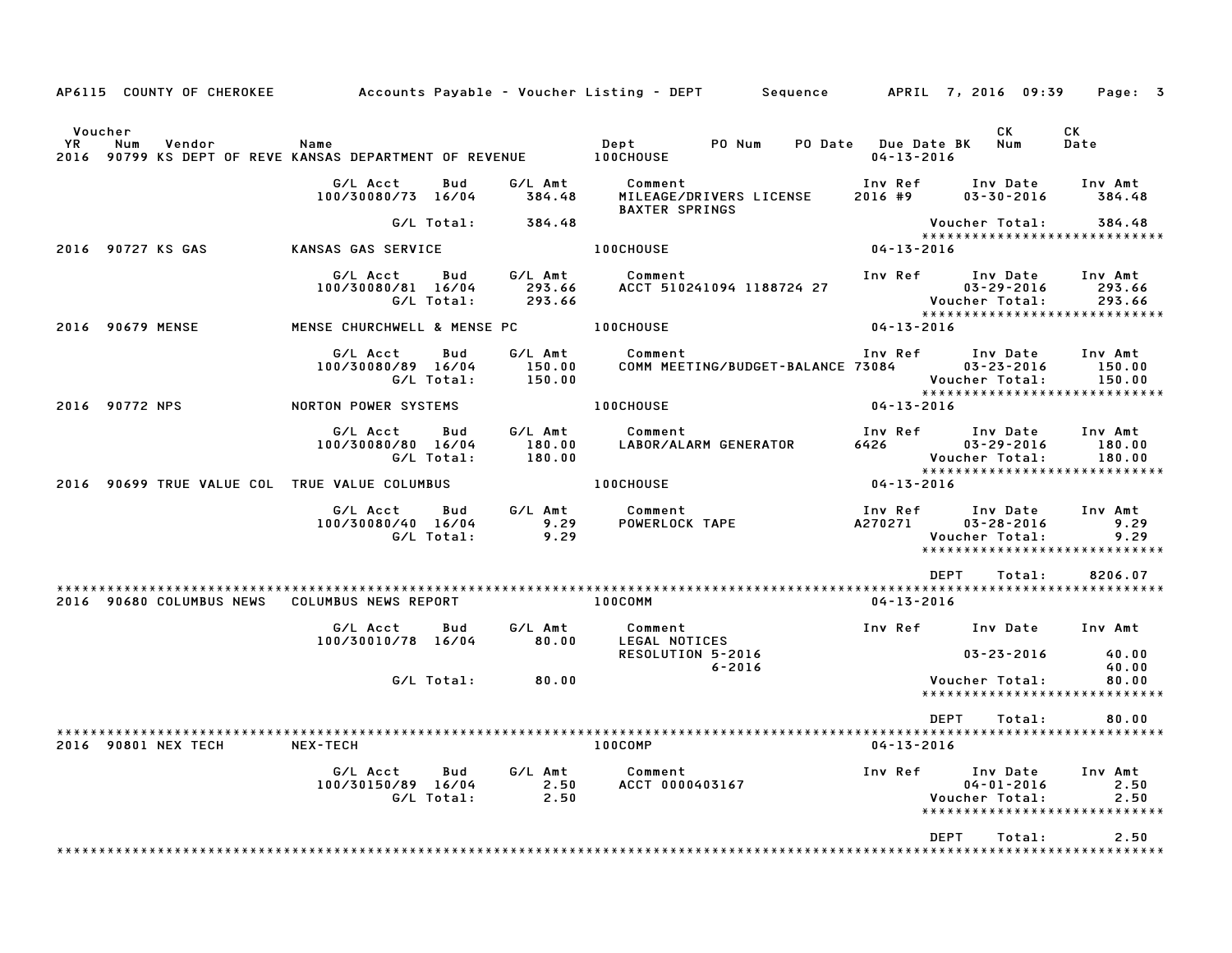AP6115 COUNTY OF CHEROKEE Accounts Payable - Voucher Listing - DEPT Sequence APRIL 7, 2016 09:39 Page: 3

| Voucher YR | Num | Vendor | Name | Dept | PO Num | PO Date | Due Date BK | CK Num | CK Date |
|---|---|---|---|---|---|---|---|---|---|
| 2016 | 90799 | KS DEPT OF REVE | KANSAS DEPARTMENT OF REVENUE | 100CHOUSE | | | 04-13-2016 | | |

| G/L Acct | Bud | G/L Amt | Comment | Inv Ref | Inv Date | Inv Amt |
|---|---|---|---|---|---|---|
| 100/30080/73 | 16/04 | 384.48 | MILEAGE/DRIVERS LICENSE BAXTER SPRINGS | 2016 #9 | 03-30-2016 | 384.48 |
| | G/L Total: | 384.48 | | | Voucher Total: | 384.48 |

| Voucher YR | Num | Vendor | Name | Dept | Due Date BK |
|---|---|---|---|---|---|
| 2016 | 90727 | KS GAS | KANSAS GAS SERVICE | 100CHOUSE | 04-13-2016 |

| G/L Acct | Bud | G/L Amt | Comment | Inv Ref | Inv Date | Inv Amt |
|---|---|---|---|---|---|---|
| 100/30080/81 | 16/04 | 293.66 | ACCT 510241094 1188724 27 | | 03-29-2016 | 293.66 |
| | G/L Total: | 293.66 | | | Voucher Total: | 293.66 |

| Voucher YR | Num | Vendor | Name | Dept | Due Date BK |
|---|---|---|---|---|---|
| 2016 | 90679 | MENSE | MENSE CHURCHWELL & MENSE PC | 100CHOUSE | 04-13-2016 |

| G/L Acct | Bud | G/L Amt | Comment | Inv Ref | Inv Date | Inv Amt |
|---|---|---|---|---|---|---|
| 100/30080/89 | 16/04 | 150.00 | COMM MEETING/BUDGET-BALANCE | 73084 | 03-23-2016 | 150.00 |
| | G/L Total: | 150.00 | | | Voucher Total: | 150.00 |

| Voucher YR | Num | Vendor | Name | Dept | Due Date BK |
|---|---|---|---|---|---|
| 2016 | 90772 | NPS | NORTON POWER SYSTEMS | 100CHOUSE | 04-13-2016 |

| G/L Acct | Bud | G/L Amt | Comment | Inv Ref | Inv Date | Inv Amt |
|---|---|---|---|---|---|---|
| 100/30080/80 | 16/04 | 180.00 | LABOR/ALARM GENERATOR | 6426 | 03-29-2016 | 180.00 |
| | G/L Total: | 180.00 | | | Voucher Total: | 180.00 |

| Voucher YR | Num | Vendor | Name | Dept | Due Date BK |
|---|---|---|---|---|---|
| 2016 | 90699 | TRUE VALUE COL | TRUE VALUE COLUMBUS | 100CHOUSE | 04-13-2016 |

| G/L Acct | Bud | G/L Amt | Comment | Inv Ref | Inv Date | Inv Amt |
|---|---|---|---|---|---|---|
| 100/30080/40 | 16/04 | 9.29 | POWERLOCK TAPE | A270271 | 03-28-2016 | 9.29 |
| | G/L Total: | 9.29 | | | Voucher Total: | 9.29 |

DEPT Total: 8206.07

| Voucher YR | Num | Vendor | Name | Dept | Due Date BK |
|---|---|---|---|---|---|
| 2016 | 90680 | COLUMBUS NEWS | COLUMBUS NEWS REPORT | 100COMM | 04-13-2016 |

| G/L Acct | Bud | G/L Amt | Comment | Inv Ref | Inv Date | Inv Amt |
|---|---|---|---|---|---|---|
| 100/30010/78 | 16/04 | 80.00 | LEGAL NOTICES | | | |
| | | | RESOLUTION 5-2016 | | 03-23-2016 | 40.00 |
| | | | 6-2016 | | | 40.00 |
| | G/L Total: | 80.00 | | | Voucher Total: | 80.00 |

DEPT Total: 80.00

| Voucher YR | Num | Vendor | Name | Dept | Due Date BK |
|---|---|---|---|---|---|
| 2016 | 90801 | NEX TECH | NEX-TECH | 100COMP | 04-13-2016 |

| G/L Acct | Bud | G/L Amt | Comment | Inv Ref | Inv Date | Inv Amt |
|---|---|---|---|---|---|---|
| 100/30150/89 | 16/04 | 2.50 | ACCT 0000403167 | | 04-01-2016 | 2.50 |
| | G/L Total: | 2.50 | | | Voucher Total: | 2.50 |

DEPT Total: 2.50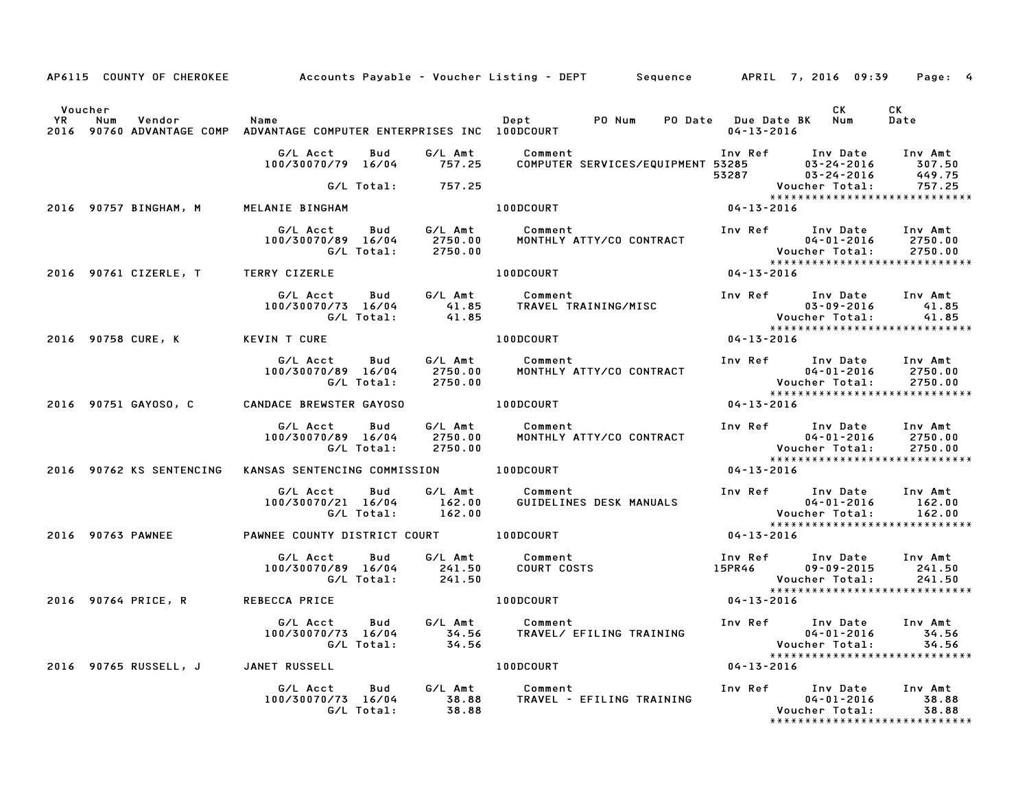AP6115 COUNTY OF CHEROKEE    Accounts Payable - Voucher Listing - DEPT    Sequence    APRIL 7, 2016 09:39

| Voucher YR | Num | Vendor | Name | Dept | PO Num | PO Date | Due Date BK | CK Num | CK Date |
|---|---|---|---|---|---|---|---|---|---|
| 2016 | 90760 | ADVANTAGE COMP | ADVANTAGE COMPUTER ENTERPRISES INC | 100DCOURT | | | 04-13-2016 | | |

| G/L Acct | Bud | G/L Amt | Comment | Inv Ref | Inv Date | Inv Amt |
|---|---|---|---|---|---|---|
| 100/30070/79 | 16/04 | 757.25 | COMPUTER SERVICES/EQUIPMENT | 53285 | 03-24-2016 | 307.50 |
| | | | | 53287 | 03-24-2016 | 449.75 |
| | G/L Total: | 757.25 | | | Voucher Total: | 757.25 |

| Voucher YR | Num | Vendor | Name | Dept | Due Date BK |
|---|---|---|---|---|---|
| 2016 | 90757 | BINGHAM, M | MELANIE BINGHAM | 100DCOURT | 04-13-2016 |

| G/L Acct | Bud | G/L Amt | Comment | Inv Ref | Inv Date | Inv Amt |
|---|---|---|---|---|---|---|
| 100/30070/89 | 16/04 | 2750.00 | MONTHLY ATTY/CO CONTRACT | | 04-01-2016 | 2750.00 |
| | G/L Total: | 2750.00 | | | Voucher Total: | 2750.00 |

| Voucher YR | Num | Vendor | Name | Dept | Due Date BK |
|---|---|---|---|---|---|
| 2016 | 90761 | CIZERLE, T | TERRY CIZERLE | 100DCOURT | 04-13-2016 |

| G/L Acct | Bud | G/L Amt | Comment | Inv Ref | Inv Date | Inv Amt |
|---|---|---|---|---|---|---|
| 100/30070/73 | 16/04 | 41.85 | TRAVEL TRAINING/MISC | | 03-09-2016 | 41.85 |
| | G/L Total: | 41.85 | | | Voucher Total: | 41.85 |

| Voucher YR | Num | Vendor | Name | Dept | Due Date BK |
|---|---|---|---|---|---|
| 2016 | 90758 | CURE, K | KEVIN T CURE | 100DCOURT | 04-13-2016 |

| G/L Acct | Bud | G/L Amt | Comment | Inv Ref | Inv Date | Inv Amt |
|---|---|---|---|---|---|---|
| 100/30070/89 | 16/04 | 2750.00 | MONTHLY ATTY/CO CONTRACT | | 04-01-2016 | 2750.00 |
| | G/L Total: | 2750.00 | | | Voucher Total: | 2750.00 |

| Voucher YR | Num | Vendor | Name | Dept | Due Date BK |
|---|---|---|---|---|---|
| 2016 | 90751 | GAYOSO, C | CANDACE BREWSTER GAYOSO | 100DCOURT | 04-13-2016 |

| G/L Acct | Bud | G/L Amt | Comment | Inv Ref | Inv Date | Inv Amt |
|---|---|---|---|---|---|---|
| 100/30070/89 | 16/04 | 2750.00 | MONTHLY ATTY/CO CONTRACT | | 04-01-2016 | 2750.00 |
| | G/L Total: | 2750.00 | | | Voucher Total: | 2750.00 |

| Voucher YR | Num | Vendor | Name | Dept | Due Date BK |
|---|---|---|---|---|---|
| 2016 | 90762 | KS SENTENCING | KANSAS SENTENCING COMMISSION | 100DCOURT | 04-13-2016 |

| G/L Acct | Bud | G/L Amt | Comment | Inv Ref | Inv Date | Inv Amt |
|---|---|---|---|---|---|---|
| 100/30070/21 | 16/04 | 162.00 | GUIDELINES DESK MANUALS | | 04-01-2016 | 162.00 |
| | G/L Total: | 162.00 | | | Voucher Total: | 162.00 |

| Voucher YR | Num | Vendor | Name | Dept | Due Date BK |
|---|---|---|---|---|---|
| 2016 | 90763 | PAWNEE | PAWNEE COUNTY DISTRICT COURT | 100DCOURT | 04-13-2016 |

| G/L Acct | Bud | G/L Amt | Comment | Inv Ref | Inv Date | Inv Amt |
|---|---|---|---|---|---|---|
| 100/30070/89 | 16/04 | 241.50 | COURT COSTS | 15PR46 | 09-09-2015 | 241.50 |
| | G/L Total: | 241.50 | | | Voucher Total: | 241.50 |

| Voucher YR | Num | Vendor | Name | Dept | Due Date BK |
|---|---|---|---|---|---|
| 2016 | 90764 | PRICE, R | REBECCA PRICE | 100DCOURT | 04-13-2016 |

| G/L Acct | Bud | G/L Amt | Comment | Inv Ref | Inv Date | Inv Amt |
|---|---|---|---|---|---|---|
| 100/30070/73 | 16/04 | 34.56 | TRAVEL/ EFILING TRAINING | | 04-01-2016 | 34.56 |
| | G/L Total: | 34.56 | | | Voucher Total: | 34.56 |

| Voucher YR | Num | Vendor | Name | Dept | Due Date BK |
|---|---|---|---|---|---|
| 2016 | 90765 | RUSSELL, J | JANET RUSSELL | 100DCOURT | 04-13-2016 |

| G/L Acct | Bud | G/L Amt | Comment | Inv Ref | Inv Date | Inv Amt |
|---|---|---|---|---|---|---|
| 100/30070/73 | 16/04 | 38.88 | TRAVEL - EFILING TRAINING | | 04-01-2016 | 38.88 |
| | G/L Total: | 38.88 | | | Voucher Total: | 38.88 |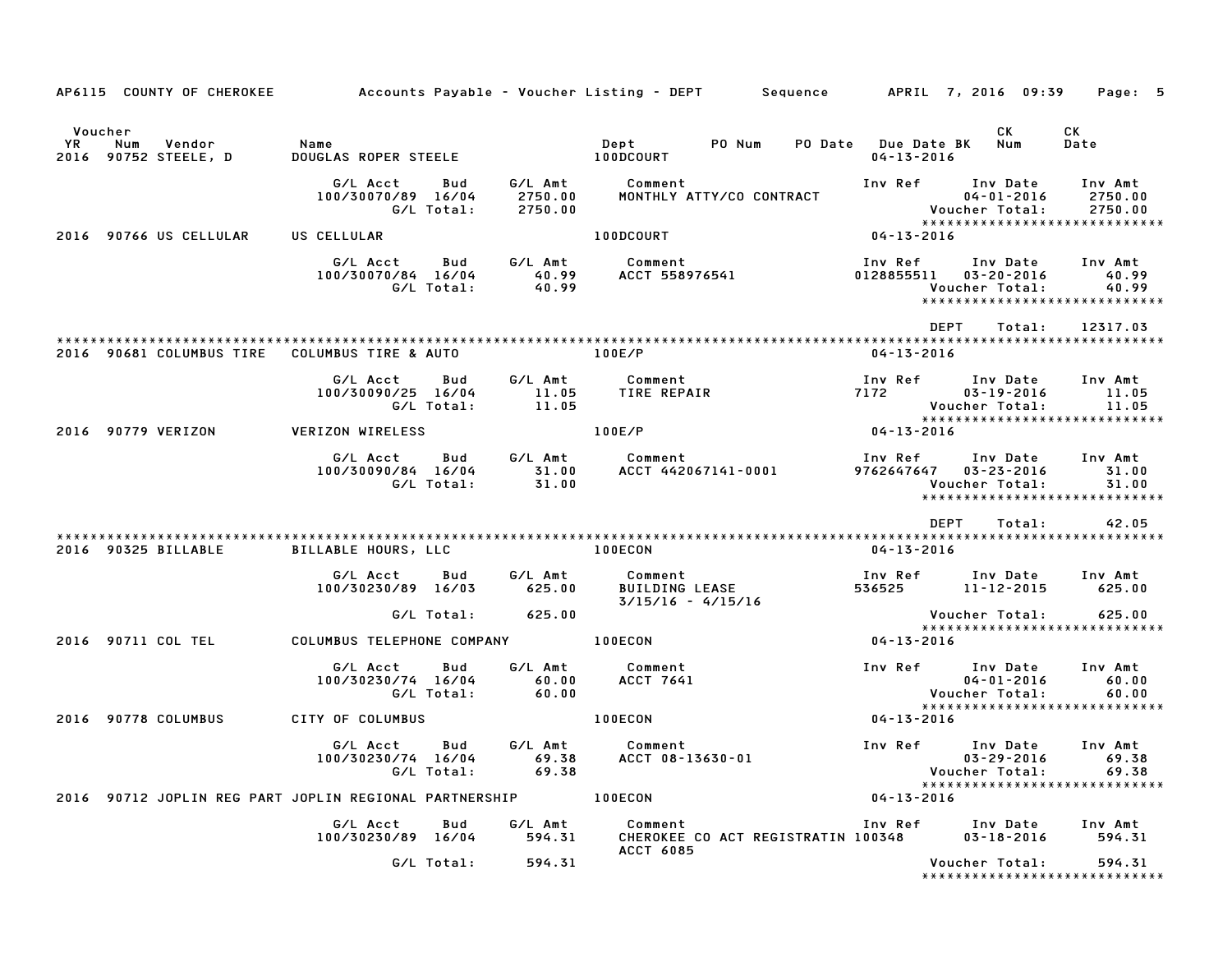AP6115 COUNTY OF CHEROKEE    Accounts Payable - Voucher Listing - DEPT    Sequence    APRIL 7, 2016 09:39

| Voucher YR | Num | Vendor | Name | Dept | PO Num | PO Date | Due Date BK | CK Num | CK Date |
|---|---|---|---|---|---|---|---|---|---|
| 2016 | 90752 | STEELE, D | DOUGLAS ROPER STEELE | 100DCOURT | | | 04-13-2016 | | |

| G/L Acct | Bud | G/L Amt | Comment | Inv Ref | Inv Date | Inv Amt |
|---|---|---|---|---|---|---|
| 100/30070/89 | 16/04 | 2750.00 | MONTHLY ATTY/CO CONTRACT | | 04-01-2016 | 2750.00 |
| | G/L Total: | 2750.00 | | | Voucher Total: | 2750.00 |

*****************************

| Voucher YR | Num | Vendor | Name | Dept | Due Date |
|---|---|---|---|---|---|
| 2016 | 90766 | US CELLULAR | US CELLULAR | 100DCOURT | 04-13-2016 |

| G/L Acct | Bud | G/L Amt | Comment | Inv Ref | Inv Date | Inv Amt |
|---|---|---|---|---|---|---|
| 100/30070/84 | 16/04 | 40.99 | ACCT 558976541 | 0128855511 | 03-20-2016 | 40.99 |
| | G/L Total: | 40.99 | | | Voucher Total: | 40.99 |

*****************************

DEPT Total: 12317.03

*****************************************************************************************************************************

| Voucher YR | Num | Vendor | Name | Dept | Due Date |
|---|---|---|---|---|---|
| 2016 | 90681 | COLUMBUS TIRE | COLUMBUS TIRE & AUTO | 100E/P | 04-13-2016 |

| G/L Acct | Bud | G/L Amt | Comment | Inv Ref | Inv Date | Inv Amt |
|---|---|---|---|---|---|---|
| 100/30090/25 | 16/04 | 11.05 | TIRE REPAIR | 7172 | 03-19-2016 | 11.05 |
| | G/L Total: | 11.05 | | | Voucher Total: | 11.05 |

*****************************

| Voucher YR | Num | Vendor | Name | Dept | Due Date |
|---|---|---|---|---|---|
| 2016 | 90779 | VERIZON | VERIZON WIRELESS | 100E/P | 04-13-2016 |

| G/L Acct | Bud | G/L Amt | Comment | Inv Ref | Inv Date | Inv Amt |
|---|---|---|---|---|---|---|
| 100/30090/84 | 16/04 | 31.00 | ACCT 442067141-0001 | 9762647647 | 03-23-2016 | 31.00 |
| | G/L Total: | 31.00 | | | Voucher Total: | 31.00 |

*****************************

DEPT Total: 42.05

*****************************************************************************************************************************

| Voucher YR | Num | Vendor | Name | Dept | Due Date |
|---|---|---|---|---|---|
| 2016 | 90325 | BILLABLE | BILLABLE HOURS, LLC | 100ECON | 04-13-2016 |

| G/L Acct | Bud | G/L Amt | Comment | Inv Ref | Inv Date | Inv Amt |
|---|---|---|---|---|---|---|
| 100/30230/89 | 16/03 | 625.00 | BUILDING LEASE 3/15/16 - 4/15/16 | 536525 | 11-12-2015 | 625.00 |
| | G/L Total: | 625.00 | | | Voucher Total: | 625.00 |

*****************************

| Voucher YR | Num | Vendor | Name | Dept | Due Date |
|---|---|---|---|---|---|
| 2016 | 90711 | COL TEL | COLUMBUS TELEPHONE COMPANY | 100ECON | 04-13-2016 |

| G/L Acct | Bud | G/L Amt | Comment | Inv Ref | Inv Date | Inv Amt |
|---|---|---|---|---|---|---|
| 100/30230/74 | 16/04 | 60.00 | ACCT 7641 | | 04-01-2016 | 60.00 |
| | G/L Total: | 60.00 | | | Voucher Total: | 60.00 |

*****************************

| Voucher YR | Num | Vendor | Name | Dept | Due Date |
|---|---|---|---|---|---|
| 2016 | 90778 | COLUMBUS | CITY OF COLUMBUS | 100ECON | 04-13-2016 |

| G/L Acct | Bud | G/L Amt | Comment | Inv Ref | Inv Date | Inv Amt |
|---|---|---|---|---|---|---|
| 100/30230/74 | 16/04 | 69.38 | ACCT 08-13630-01 | | 03-29-2016 | 69.38 |
| | G/L Total: | 69.38 | | | Voucher Total: | 69.38 |

*****************************

| Voucher YR | Num | Vendor | Name | Dept | Due Date |
|---|---|---|---|---|---|
| 2016 | 90712 | JOPLIN REG PART | JOPLIN REGIONAL PARTNERSHIP | 100ECON | 04-13-2016 |

| G/L Acct | Bud | G/L Amt | Comment | Inv Ref | Inv Date | Inv Amt |
|---|---|---|---|---|---|---|
| 100/30230/89 | 16/04 | 594.31 | CHEROKEE CO ACT REGISTRATIN ACCT 6085 | 100348 | 03-18-2016 | 594.31 |
| | G/L Total: | 594.31 | | | Voucher Total: | 594.31 |

*****************************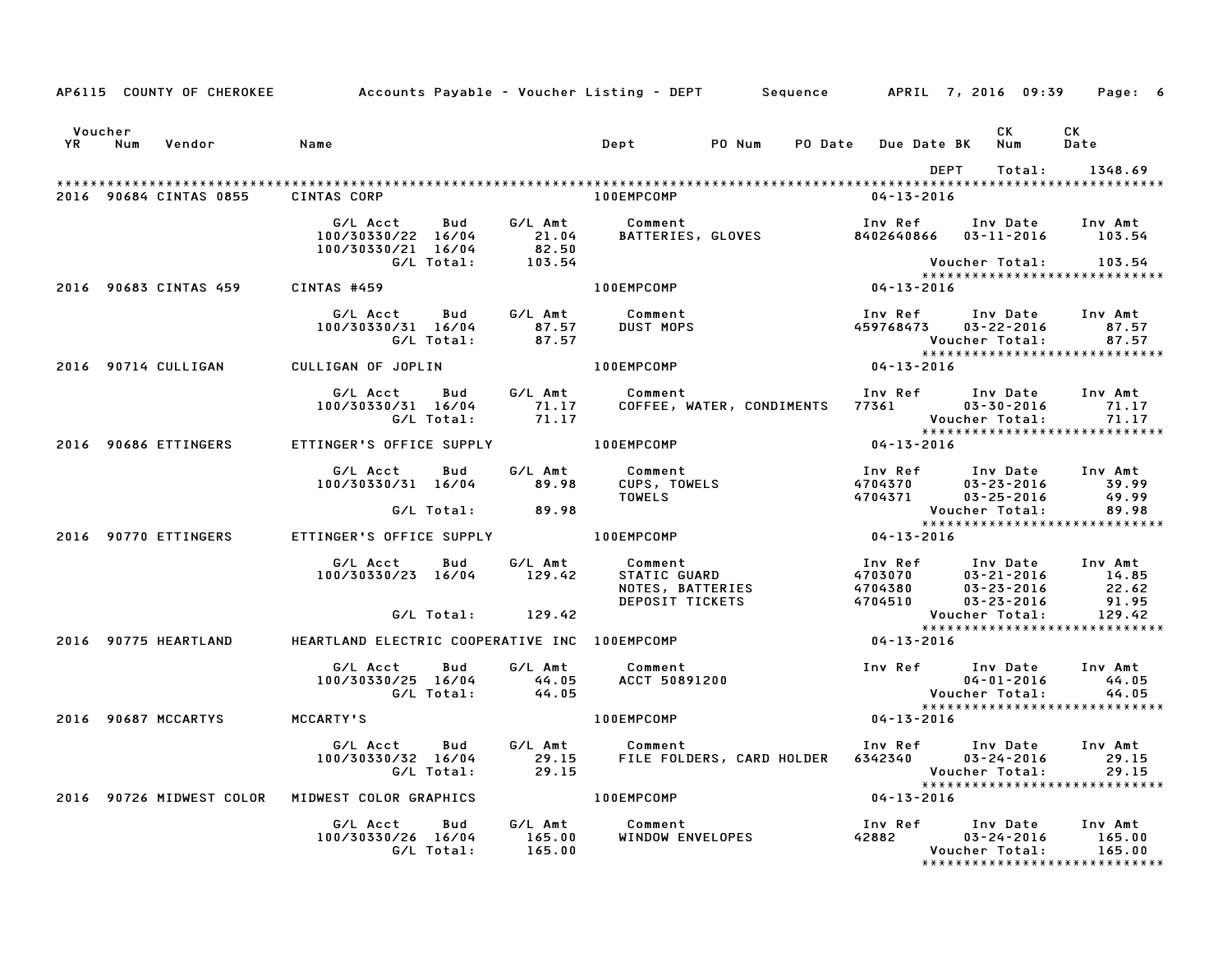AP6115 COUNTY OF CHEROKEE — Accounts Payable - Voucher Listing - DEPT — Sequence — APRIL 7, 2016 09:39

| Voucher YR | Num | Vendor | Name | Dept | PO Num | PO Date | Due Date BK | CK Num | CK Date |
|---|---|---|---|---|---|---|---|---|---|

DEPT Total: 1348.69

**2016 90684 CINTAS 0855 — CINTAS CORP — 100EMPCOMP — 04-13-2016**

| G/L Acct | Bud | G/L Amt | Comment | Inv Ref | Inv Date | Inv Amt |
|---|---|---|---|---|---|---|
| 100/30330/22 | 16/04 | 21.04 | BATTERIES, GLOVES | 8402640866 | 03-11-2016 | 103.54 |
| 100/30330/21 | 16/04 | 82.50 | | | | |
| | G/L Total: | 103.54 | | | Voucher Total: | 103.54 |

**2016 90683 CINTAS 459 — CINTAS #459 — 100EMPCOMP — 04-13-2016**

| G/L Acct | Bud | G/L Amt | Comment | Inv Ref | Inv Date | Inv Amt |
|---|---|---|---|---|---|---|
| 100/30330/31 | 16/04 | 87.57 | DUST MOPS | 459768473 | 03-22-2016 | 87.57 |
| | G/L Total: | 87.57 | | | Voucher Total: | 87.57 |

**2016 90714 CULLIGAN — CULLIGAN OF JOPLIN — 100EMPCOMP — 04-13-2016**

| G/L Acct | Bud | G/L Amt | Comment | Inv Ref | Inv Date | Inv Amt |
|---|---|---|---|---|---|---|
| 100/30330/31 | 16/04 | 71.17 | COFFEE, WATER, CONDIMENTS | 77361 | 03-30-2016 | 71.17 |
| | G/L Total: | 71.17 | | | Voucher Total: | 71.17 |

**2016 90686 ETTINGERS — ETTINGER'S OFFICE SUPPLY — 100EMPCOMP — 04-13-2016**

| G/L Acct | Bud | G/L Amt | Comment | Inv Ref | Inv Date | Inv Amt |
|---|---|---|---|---|---|---|
| 100/30330/31 | 16/04 | 89.98 | CUPS, TOWELS | 4704370 | 03-23-2016 | 39.99 |
| | | | TOWELS | 4704371 | 03-25-2016 | 49.99 |
| | G/L Total: | 89.98 | | | Voucher Total: | 89.98 |

**2016 90770 ETTINGERS — ETTINGER'S OFFICE SUPPLY — 100EMPCOMP — 04-13-2016**

| G/L Acct | Bud | G/L Amt | Comment | Inv Ref | Inv Date | Inv Amt |
|---|---|---|---|---|---|---|
| 100/30330/23 | 16/04 | 129.42 | STATIC GUARD | 4703070 | 03-21-2016 | 14.85 |
| | | | NOTES, BATTERIES | 4704380 | 03-23-2016 | 22.62 |
| | | | DEPOSIT TICKETS | 4704510 | 03-23-2016 | 91.95 |
| | G/L Total: | 129.42 | | | Voucher Total: | 129.42 |

**2016 90775 HEARTLAND — HEARTLAND ELECTRIC COOPERATIVE INC — 100EMPCOMP — 04-13-2016**

| G/L Acct | Bud | G/L Amt | Comment | Inv Ref | Inv Date | Inv Amt |
|---|---|---|---|---|---|---|
| 100/30330/25 | 16/04 | 44.05 | ACCT 50891200 | | 04-01-2016 | 44.05 |
| | G/L Total: | 44.05 | | | Voucher Total: | 44.05 |

**2016 90687 MCCARTYS — MCCARTY'S — 100EMPCOMP — 04-13-2016**

| G/L Acct | Bud | G/L Amt | Comment | Inv Ref | Inv Date | Inv Amt |
|---|---|---|---|---|---|---|
| 100/30330/32 | 16/04 | 29.15 | FILE FOLDERS, CARD HOLDER | 6342340 | 03-24-2016 | 29.15 |
| | G/L Total: | 29.15 | | | Voucher Total: | 29.15 |

**2016 90726 MIDWEST COLOR — MIDWEST COLOR GRAPHICS — 100EMPCOMP — 04-13-2016**

| G/L Acct | Bud | G/L Amt | Comment | Inv Ref | Inv Date | Inv Amt |
|---|---|---|---|---|---|---|
| 100/30330/26 | 16/04 | 165.00 | WINDOW ENVELOPES | 42882 | 03-24-2016 | 165.00 |
| | G/L Total: | 165.00 | | | Voucher Total: | 165.00 |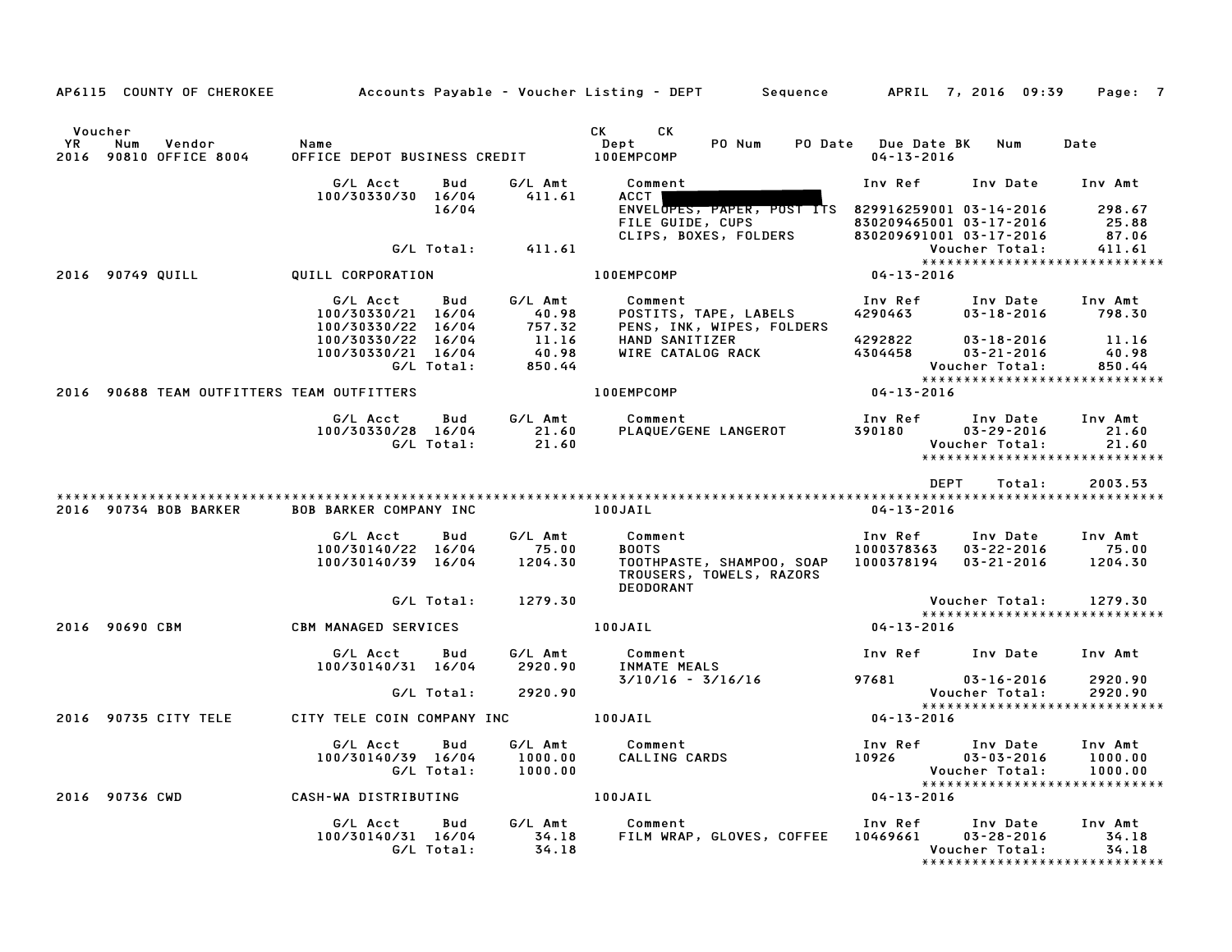AP6115 COUNTY OF CHEROKEE — Accounts Payable - Voucher Listing - DEPT — Sequence — APRIL 7, 2016 09:39

| Voucher YR | Num | Vendor | Name | CK Dept | CK PO Num | PO Date | Due Date BK | Num | Date |
|---|---|---|---|---|---|---|---|---|---|
| 2016 | 90810 | OFFICE 8004 | OFFICE DEPOT BUSINESS CREDIT | 100EMPCOMP | | | 04-13-2016 | | |

| G/L Acct | Bud | G/L Amt | Comment | Inv Ref | Inv Date | Inv Amt |
|---|---|---|---|---|---|---|
| 100/30330/30 | 16/04 | 411.61 | ACCT [REDACTED] | | | |
| | 16/04 | | ENVELOPES, PAPER, POST ITS | 829916259001 | 03-14-2016 | 298.67 |
| | | | FILE GUIDE, CUPS | 830209465001 | 03-17-2016 | 25.88 |
| | | | CLIPS, BOXES, FOLDERS | 830209691001 | 03-17-2016 | 87.06 |
| | G/L Total: | 411.61 | | | Voucher Total: | 411.61 |

| Voucher YR | Num | Vendor | Name | CK Dept | Due Date |
|---|---|---|---|---|---|
| 2016 | 90749 | QUILL | QUILL CORPORATION | 100EMPCOMP | 04-13-2016 |

| G/L Acct | Bud | G/L Amt | Comment | Inv Ref | Inv Date | Inv Amt |
|---|---|---|---|---|---|---|
| 100/30330/21 | 16/04 | 40.98 | POSTITS, TAPE, LABELS | 4290463 | 03-18-2016 | 798.30 |
| 100/30330/22 | 16/04 | 757.32 | PENS, INK, WIPES, FOLDERS | | | |
| 100/30330/22 | 16/04 | 11.16 | HAND SANITIZER | 4292822 | 03-18-2016 | 11.16 |
| 100/30330/21 | 16/04 | 40.98 | WIRE CATALOG RACK | 4304458 | 03-21-2016 | 40.98 |
| | G/L Total: | 850.44 | | | Voucher Total: | 850.44 |

| Voucher YR | Num | Vendor | Name | CK Dept | Due Date |
|---|---|---|---|---|---|
| 2016 | 90688 | TEAM OUTFITTERS | TEAM OUTFITTERS | 100EMPCOMP | 04-13-2016 |

| G/L Acct | Bud | G/L Amt | Comment | Inv Ref | Inv Date | Inv Amt |
|---|---|---|---|---|---|---|
| 100/30330/28 | 16/04 | 21.60 | PLAQUE/GENE LANGEROT | 390180 | 03-29-2016 | 21.60 |
| | G/L Total: | 21.60 | | | Voucher Total: | 21.60 |

DEPT Total: 2003.53

| Voucher YR | Num | Vendor | Name | CK Dept | Due Date |
|---|---|---|---|---|---|
| 2016 | 90734 | BOB BARKER | BOB BARKER COMPANY INC | 100JAIL | 04-13-2016 |

| G/L Acct | Bud | G/L Amt | Comment | Inv Ref | Inv Date | Inv Amt |
|---|---|---|---|---|---|---|
| 100/30140/22 | 16/04 | 75.00 | BOOTS | 1000378363 | 03-22-2016 | 75.00 |
| 100/30140/39 | 16/04 | 1204.30 | TOOTHPASTE, SHAMPOO, SOAP TROUSERS, TOWELS, RAZORS DEODORANT | 1000378194 | 03-21-2016 | 1204.30 |
| | G/L Total: | 1279.30 | | | Voucher Total: | 1279.30 |

| Voucher YR | Num | Vendor | Name | CK Dept | Due Date |
|---|---|---|---|---|---|
| 2016 | 90690 | CBM | CBM MANAGED SERVICES | 100JAIL | 04-13-2016 |

| G/L Acct | Bud | G/L Amt | Comment | Inv Ref | Inv Date | Inv Amt |
|---|---|---|---|---|---|---|
| 100/30140/31 | 16/04 | 2920.90 | INMATE MEALS 3/10/16 - 3/16/16 | 97681 | 03-16-2016 | 2920.90 |
| | G/L Total: | 2920.90 | | | Voucher Total: | 2920.90 |

| Voucher YR | Num | Vendor | Name | CK Dept | Due Date |
|---|---|---|---|---|---|
| 2016 | 90735 | CITY TELE | CITY TELE COIN COMPANY INC | 100JAIL | 04-13-2016 |

| G/L Acct | Bud | G/L Amt | Comment | Inv Ref | Inv Date | Inv Amt |
|---|---|---|---|---|---|---|
| 100/30140/39 | 16/04 | 1000.00 | CALLING CARDS | 10926 | 03-03-2016 | 1000.00 |
| | G/L Total: | 1000.00 | | | Voucher Total: | 1000.00 |

| Voucher YR | Num | Vendor | Name | CK Dept | Due Date |
|---|---|---|---|---|---|
| 2016 | 90736 | CWD | CASH-WA DISTRIBUTING | 100JAIL | 04-13-2016 |

| G/L Acct | Bud | G/L Amt | Comment | Inv Ref | Inv Date | Inv Amt |
|---|---|---|---|---|---|---|
| 100/30140/31 | 16/04 | 34.18 | FILM WRAP, GLOVES, COFFEE | 10469661 | 03-28-2016 | 34.18 |
| | G/L Total: | 34.18 | | | Voucher Total: | 34.18 |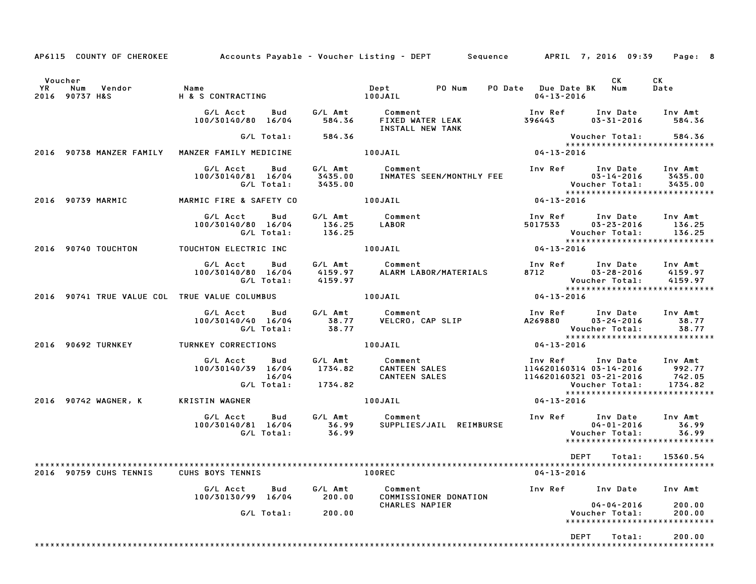AP6115 COUNTY OF CHEROKEE Accounts Payable - Voucher Listing - DEPT Sequence APRIL 7, 2016 09:39 Page: 8

| Voucher YR | Num | Vendor | Name | Dept | PO Num | PO Date | Due Date BK | CK Num | CK Date |
|---|---|---|---|---|---|---|---|---|---|
| 2016 | 90737 | H&S | H & S CONTRACTING | 100JAIL | | | 04-13-2016 | | |

| G/L Acct | Bud | G/L Amt | Comment | Inv Ref | Inv Date | Inv Amt |
|---|---|---|---|---|---|---|
| 100/30140/80 | 16/04 | 584.36 | FIXED WATER LEAK INSTALL NEW TANK | 396443 | 03-31-2016 | 584.36 |
| | G/L Total: | 584.36 | | | Voucher Total: | 584.36 |

| Voucher YR | Num | Vendor | Name | Dept | Due Date |
|---|---|---|---|---|---|
| 2016 | 90738 | MANZER FAMILY | MANZER FAMILY MEDICINE | 100JAIL | 04-13-2016 |

| G/L Acct | Bud | G/L Amt | Comment | Inv Ref | Inv Date | Inv Amt |
|---|---|---|---|---|---|---|
| 100/30140/81 | 16/04 | 3435.00 | INMATES SEEN/MONTHLY FEE | | 03-14-2016 | 3435.00 |
| | G/L Total: | 3435.00 | | | Voucher Total: | 3435.00 |

| Voucher YR | Num | Vendor | Name | Dept | Due Date |
|---|---|---|---|---|---|
| 2016 | 90739 | MARMIC | MARMIC FIRE & SAFETY CO | 100JAIL | 04-13-2016 |

| G/L Acct | Bud | G/L Amt | Comment | Inv Ref | Inv Date | Inv Amt |
|---|---|---|---|---|---|---|
| 100/30140/80 | 16/04 | 136.25 | LABOR | 5017533 | 03-23-2016 | 136.25 |
| | G/L Total: | 136.25 | | | Voucher Total: | 136.25 |

| Voucher YR | Num | Vendor | Name | Dept | Due Date |
|---|---|---|---|---|---|
| 2016 | 90740 | TOUCHTON | TOUCHTON ELECTRIC INC | 100JAIL | 04-13-2016 |

| G/L Acct | Bud | G/L Amt | Comment | Inv Ref | Inv Date | Inv Amt |
|---|---|---|---|---|---|---|
| 100/30140/80 | 16/04 | 4159.97 | ALARM LABOR/MATERIALS | 8712 | 03-28-2016 | 4159.97 |
| | G/L Total: | 4159.97 | | | Voucher Total: | 4159.97 |

| Voucher YR | Num | Vendor | Name | Dept | Due Date |
|---|---|---|---|---|---|
| 2016 | 90741 | TRUE VALUE COL | TRUE VALUE COLUMBUS | 100JAIL | 04-13-2016 |

| G/L Acct | Bud | G/L Amt | Comment | Inv Ref | Inv Date | Inv Amt |
|---|---|---|---|---|---|---|
| 100/30140/40 | 16/04 | 38.77 | VELCRO, CAP SLIP | A269880 | 03-24-2016 | 38.77 |
| | G/L Total: | 38.77 | | | Voucher Total: | 38.77 |

| Voucher YR | Num | Vendor | Name | Dept | Due Date |
|---|---|---|---|---|---|
| 2016 | 90692 | TURNKEY | TURNKEY CORRECTIONS | 100JAIL | 04-13-2016 |

| G/L Acct | Bud | G/L Amt | Comment | Inv Ref | Inv Date | Inv Amt |
|---|---|---|---|---|---|---|
| 100/30140/39 | 16/04 | 1734.82 | CANTEEN SALES | 114620160314 | 03-14-2016 | 992.77 |
| | 16/04 | | CANTEEN SALES | 114620160321 | 03-21-2016 | 742.05 |
| | G/L Total: | 1734.82 | | | Voucher Total: | 1734.82 |

| Voucher YR | Num | Vendor | Name | Dept | Due Date |
|---|---|---|---|---|---|
| 2016 | 90742 | WAGNER, K | KRISTIN WAGNER | 100JAIL | 04-13-2016 |

| G/L Acct | Bud | G/L Amt | Comment | Inv Ref | Inv Date | Inv Amt |
|---|---|---|---|---|---|---|
| 100/30140/81 | 16/04 | 36.99 | SUPPLIES/JAIL REIMBURSE | | 04-01-2016 | 36.99 |
| | G/L Total: | 36.99 | | | Voucher Total: | 36.99 |

DEPT Total: 15360.54

| Voucher YR | Num | Vendor | Name | Dept | Due Date |
|---|---|---|---|---|---|
| 2016 | 90759 | CUHS TENNIS | CUHS BOYS TENNIS | 100REC | 04-13-2016 |

| G/L Acct | Bud | G/L Amt | Comment | Inv Ref | Inv Date | Inv Amt |
|---|---|---|---|---|---|---|
| 100/30130/99 | 16/04 | 200.00 | COMMISSIONER DONATION CHARLES NAPIER | | 04-04-2016 | 200.00 |
| | G/L Total: | 200.00 | | | Voucher Total: | 200.00 |

DEPT Total: 200.00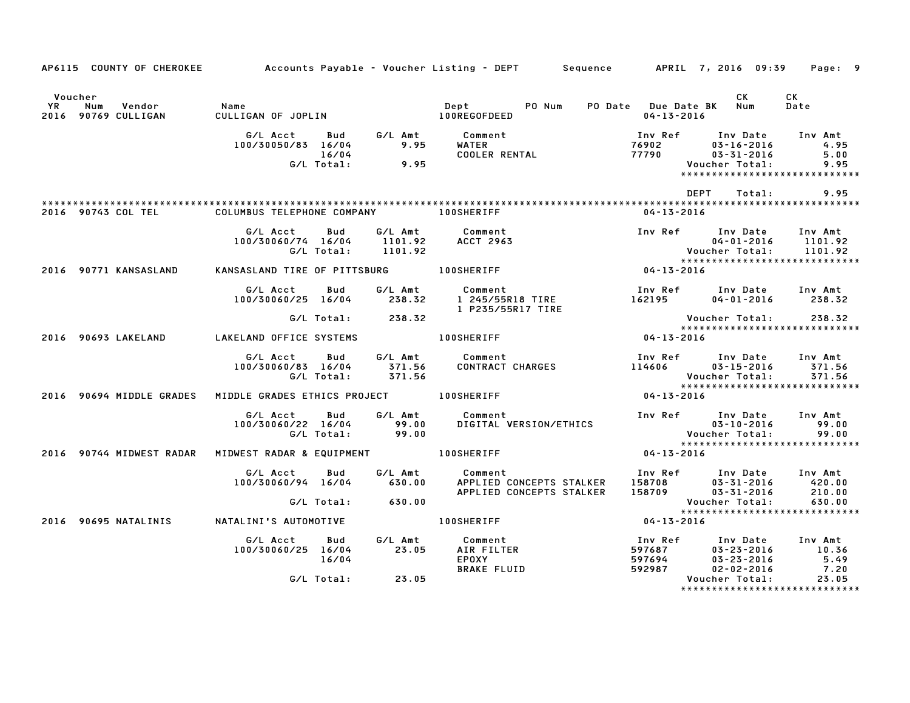AP6115 COUNTY OF CHEROKEE — Accounts Payable - Voucher Listing - DEPT — Sequence — APRIL 7, 2016 09:39

| Voucher YR | Num | Vendor | Name | Dept | PO Num | PO Date | Due Date BK | CK Num | CK Date |
|---|---|---|---|---|---|---|---|---|---|
| 2016 | 90769 | CULLIGAN | CULLIGAN OF JOPLIN | 100REGOFDEED | | | 04-13-2016 | | |

| G/L Acct | Bud | G/L Amt | Comment | Inv Ref | Inv Date | Inv Amt |
|---|---|---|---|---|---|---|
| 100/30050/83 | 16/04 | 9.95 | WATER | 76902 | 03-16-2016 | 4.95 |
| | 16/04 | | COOLER RENTAL | 77790 | 03-31-2016 | 5.00 |
| | G/L Total: | 9.95 | | | Voucher Total: | 9.95 |

*****************************

DEPT Total: 9.95

*****************************

| Voucher YR | Num | Vendor | Name | Dept | PO Num | PO Date | Due Date BK | CK Num | CK Date |
|---|---|---|---|---|---|---|---|---|---|
| 2016 | 90743 | COL TEL | COLUMBUS TELEPHONE COMPANY | 100SHERIFF | | | 04-13-2016 | | |

| G/L Acct | Bud | G/L Amt | Comment | Inv Ref | Inv Date | Inv Amt |
|---|---|---|---|---|---|---|
| 100/30060/74 | 16/04 | 1101.92 | ACCT 2963 | | 04-01-2016 | 1101.92 |
| | G/L Total: | 1101.92 | | | Voucher Total: | 1101.92 |

*****************************

| Voucher YR | Num | Vendor | Name | Dept | PO Num | PO Date | Due Date BK | CK Num | CK Date |
|---|---|---|---|---|---|---|---|---|---|
| 2016 | 90771 | KANSASLAND | KANSASLAND TIRE OF PITTSBURG | 100SHERIFF | | | 04-13-2016 | | |

| G/L Acct | Bud | G/L Amt | Comment | Inv Ref | Inv Date | Inv Amt |
|---|---|---|---|---|---|---|
| 100/30060/25 | 16/04 | 238.32 | 1 245/55R18 TIRE | 162195 | 04-01-2016 | 238.32 |
| | | | 1 P235/55R17 TIRE | | | |
| | G/L Total: | 238.32 | | | Voucher Total: | 238.32 |

*****************************

| Voucher YR | Num | Vendor | Name | Dept | PO Num | PO Date | Due Date BK | CK Num | CK Date |
|---|---|---|---|---|---|---|---|---|---|
| 2016 | 90693 | LAKELAND | LAKELAND OFFICE SYSTEMS | 100SHERIFF | | | 04-13-2016 | | |

| G/L Acct | Bud | G/L Amt | Comment | Inv Ref | Inv Date | Inv Amt |
|---|---|---|---|---|---|---|
| 100/30060/83 | 16/04 | 371.56 | CONTRACT CHARGES | 114606 | 03-15-2016 | 371.56 |
| | G/L Total: | 371.56 | | | Voucher Total: | 371.56 |

*****************************

| Voucher YR | Num | Vendor | Name | Dept | PO Num | PO Date | Due Date BK | CK Num | CK Date |
|---|---|---|---|---|---|---|---|---|---|
| 2016 | 90694 | MIDDLE GRADES | MIDDLE GRADES ETHICS PROJECT | 100SHERIFF | | | 04-13-2016 | | |

| G/L Acct | Bud | G/L Amt | Comment | Inv Ref | Inv Date | Inv Amt |
|---|---|---|---|---|---|---|
| 100/30060/22 | 16/04 | 99.00 | DIGITAL VERSION/ETHICS | | 03-10-2016 | 99.00 |
| | G/L Total: | 99.00 | | | Voucher Total: | 99.00 |

*****************************

| Voucher YR | Num | Vendor | Name | Dept | PO Num | PO Date | Due Date BK | CK Num | CK Date |
|---|---|---|---|---|---|---|---|---|---|
| 2016 | 90744 | MIDWEST RADAR | MIDWEST RADAR & EQUIPMENT | 100SHERIFF | | | 04-13-2016 | | |

| G/L Acct | Bud | G/L Amt | Comment | Inv Ref | Inv Date | Inv Amt |
|---|---|---|---|---|---|---|
| 100/30060/94 | 16/04 | 630.00 | APPLIED CONCEPTS STALKER | 158708 | 03-31-2016 | 420.00 |
| | | | APPLIED CONCEPTS STALKER | 158709 | 03-31-2016 | 210.00 |
| | G/L Total: | 630.00 | | | Voucher Total: | 630.00 |

*****************************

| Voucher YR | Num | Vendor | Name | Dept | PO Num | PO Date | Due Date BK | CK Num | CK Date |
|---|---|---|---|---|---|---|---|---|---|
| 2016 | 90695 | NATALINIS | NATALINI'S AUTOMOTIVE | 100SHERIFF | | | 04-13-2016 | | |

| G/L Acct | Bud | G/L Amt | Comment | Inv Ref | Inv Date | Inv Amt |
|---|---|---|---|---|---|---|
| 100/30060/25 | 16/04 | 23.05 | AIR FILTER | 597687 | 03-23-2016 | 10.36 |
| | 16/04 | | EPOXY | 597694 | 03-23-2016 | 5.49 |
| | | | BRAKE FLUID | 592987 | 02-02-2016 | 7.20 |
| | G/L Total: | 23.05 | | | Voucher Total: | 23.05 |

*****************************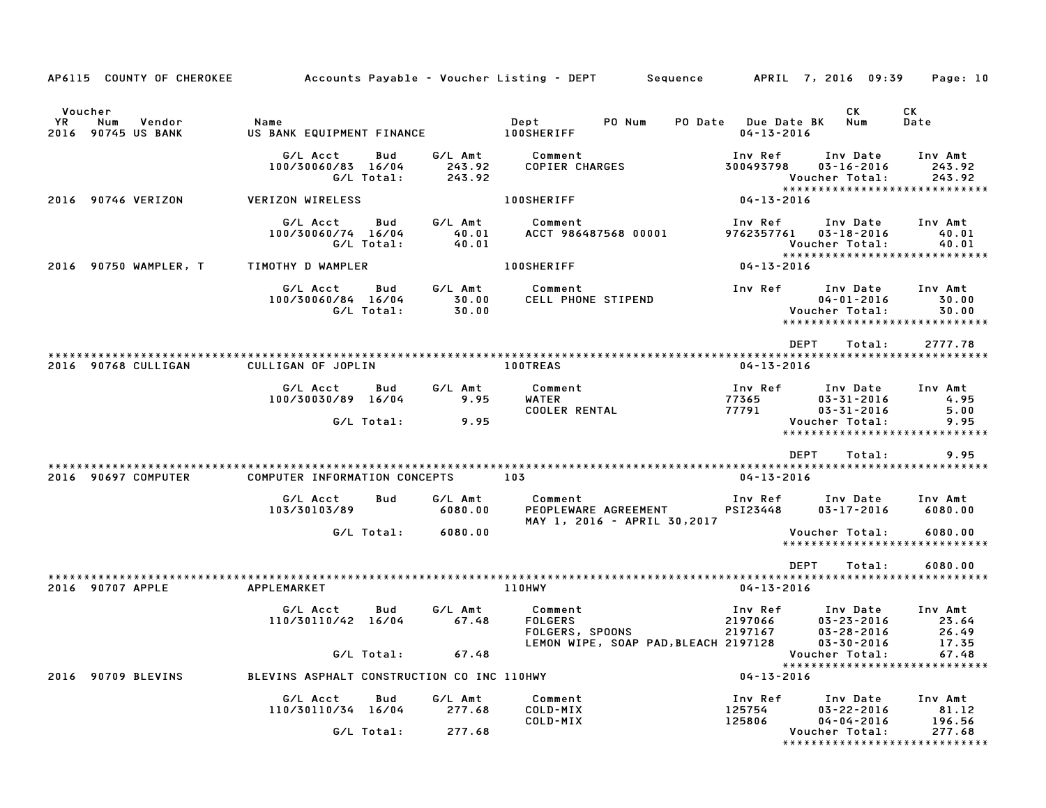AP6115 COUNTY OF CHEROKEE — Accounts Payable - Voucher Listing - DEPT — Sequence — APRIL 7, 2016 09:39

| Voucher YR | Num | Vendor | Name | Dept | PO Num | PO Date | Due Date BK | CK Num | CK Date |
|---|---|---|---|---|---|---|---|---|---|
| 2016 | 90745 | US BANK | US BANK EQUIPMENT FINANCE | 100SHERIFF | | | 04-13-2016 | | |

| G/L Acct | Bud | G/L Amt | Comment | Inv Ref | Inv Date | Inv Amt |
|---|---|---|---|---|---|---|
| 100/30060/83 | 16/04 | 243.92 | COPIER CHARGES | 300493798 | 03-16-2016 | 243.92 |
| | G/L Total: | 243.92 | | | Voucher Total: | 243.92 |

| Voucher YR | Num | Vendor | Name | Dept | Due Date |
|---|---|---|---|---|---|
| 2016 | 90746 | VERIZON | VERIZON WIRELESS | 100SHERIFF | 04-13-2016 |

| G/L Acct | Bud | G/L Amt | Comment | Inv Ref | Inv Date | Inv Amt |
|---|---|---|---|---|---|---|
| 100/30060/74 | 16/04 | 40.01 | ACCT 986487568 00001 | 9762357761 | 03-18-2016 | 40.01 |
| | G/L Total: | 40.01 | | | Voucher Total: | 40.01 |

| Voucher YR | Num | Vendor | Name | Dept | Due Date |
|---|---|---|---|---|---|
| 2016 | 90750 | WAMPLER, T | TIMOTHY D WAMPLER | 100SHERIFF | 04-13-2016 |

| G/L Acct | Bud | G/L Amt | Comment | Inv Ref | Inv Date | Inv Amt |
|---|---|---|---|---|---|---|
| 100/30060/84 | 16/04 | 30.00 | CELL PHONE STIPEND | | 04-01-2016 | 30.00 |
| | G/L Total: | 30.00 | | | Voucher Total: | 30.00 |

DEPT Total: 2777.78

| Voucher YR | Num | Vendor | Name | Dept | Due Date |
|---|---|---|---|---|---|
| 2016 | 90768 | CULLIGAN | CULLIGAN OF JOPLIN | 100TREAS | 04-13-2016 |

| G/L Acct | Bud | G/L Amt | Comment | Inv Ref | Inv Date | Inv Amt |
|---|---|---|---|---|---|---|
| 100/30030/89 | 16/04 | 9.95 | WATER | 77365 | 03-31-2016 | 4.95 |
| | | | COOLER RENTAL | 77791 | 03-31-2016 | 5.00 |
| | G/L Total: | 9.95 | | | Voucher Total: | 9.95 |

DEPT Total: 9.95

| Voucher YR | Num | Vendor | Name | Dept | Due Date |
|---|---|---|---|---|---|
| 2016 | 90697 | COMPUTER | COMPUTER INFORMATION CONCEPTS | 103 | 04-13-2016 |

| G/L Acct | Bud | G/L Amt | Comment | Inv Ref | Inv Date | Inv Amt |
|---|---|---|---|---|---|---|
| 103/30103/89 | | 6080.00 | PEOPLEWARE AGREEMENT | PSI23448 | 03-17-2016 | 6080.00 |
| | | | MAY 1, 2016 - APRIL 30,2017 | | | |
| | G/L Total: | 6080.00 | | | Voucher Total: | 6080.00 |

DEPT Total: 6080.00

| Voucher YR | Num | Vendor | Name | Dept | Due Date |
|---|---|---|---|---|---|
| 2016 | 90707 | APPLE | APPLEMARKET | 110HWY | 04-13-2016 |

| G/L Acct | Bud | G/L Amt | Comment | Inv Ref | Inv Date | Inv Amt |
|---|---|---|---|---|---|---|
| 110/30110/42 | 16/04 | 67.48 | FOLGERS | 2197066 | 03-23-2016 | 23.64 |
| | | | FOLGERS, SPOONS | 2197167 | 03-28-2016 | 26.49 |
| | | | LEMON WIPE, SOAP PAD,BLEACH | 2197128 | 03-30-2016 | 17.35 |
| | G/L Total: | 67.48 | | | Voucher Total: | 67.48 |

| Voucher YR | Num | Vendor | Name | Dept | Due Date |
|---|---|---|---|---|---|
| 2016 | 90709 | BLEVINS | BLEVINS ASPHALT CONSTRUCTION CO INC | 110HWY | 04-13-2016 |

| G/L Acct | Bud | G/L Amt | Comment | Inv Ref | Inv Date | Inv Amt |
|---|---|---|---|---|---|---|
| 110/30110/34 | 16/04 | 277.68 | COLD-MIX | 125754 | 03-22-2016 | 81.12 |
| | | | COLD-MIX | 125806 | 04-04-2016 | 196.56 |
| | G/L Total: | 277.68 | | | Voucher Total: | 277.68 |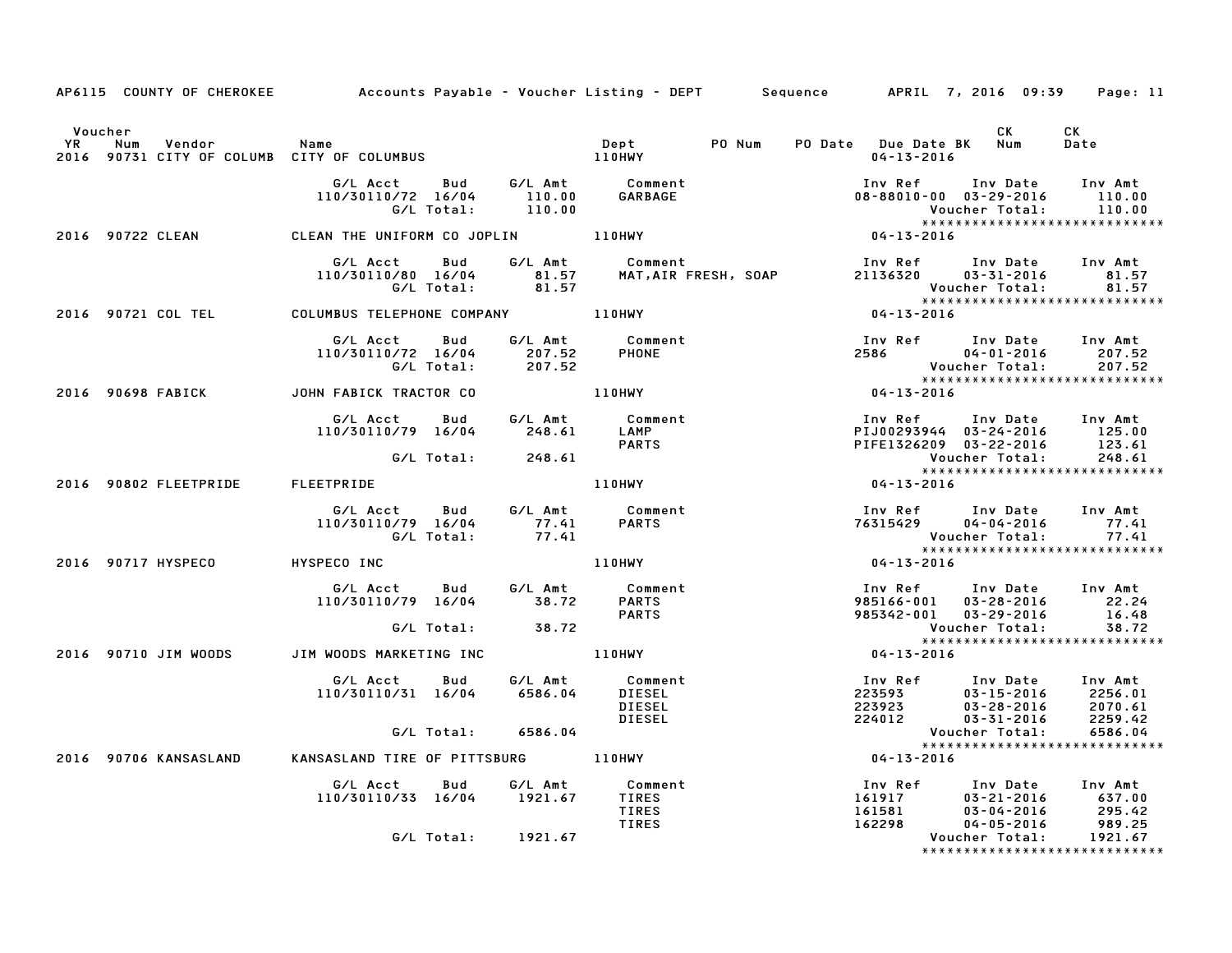AP6115 COUNTY OF CHEROKEE — Accounts Payable - Voucher Listing - DEPT — Sequence — APRIL 7, 2016 09:39 — Page: 11

| Voucher YR | Num | Vendor | Name | Dept | PO Num | PO Date | Due Date BK | CK Num | CK Date |
|---|---|---|---|---|---|---|---|---|---|
| 2016 | 90731 | CITY OF COLUMB | CITY OF COLUMBUS | 110HWY | | | 04-13-2016 | | |

| G/L Acct | Bud | G/L Amt | Comment | Inv Ref | Inv Date | Inv Amt |
|---|---|---|---|---|---|---|
| 110/30110/72 | 16/04 | 110.00 | GARBAGE | 08-88010-00 | 03-29-2016 | 110.00 |
| | G/L Total: | 110.00 | | | Voucher Total: | 110.00 |

****************************

| YR | Num | Vendor | Name | Dept | Due Date BK |
|---|---|---|---|---|---|
| 2016 | 90722 | CLEAN | CLEAN THE UNIFORM CO JOPLIN | 110HWY | 04-13-2016 |

| G/L Acct | Bud | G/L Amt | Comment | Inv Ref | Inv Date | Inv Amt |
|---|---|---|---|---|---|---|
| 110/30110/80 | 16/04 | 81.57 | MAT,AIR FRESH, SOAP | 21136320 | 03-31-2016 | 81.57 |
| | G/L Total: | 81.57 | | | Voucher Total: | 81.57 |

****************************

| YR | Num | Vendor | Name | Dept | Due Date BK |
|---|---|---|---|---|---|
| 2016 | 90721 | COL TEL | COLUMBUS TELEPHONE COMPANY | 110HWY | 04-13-2016 |

| G/L Acct | Bud | G/L Amt | Comment | Inv Ref | Inv Date | Inv Amt |
|---|---|---|---|---|---|---|
| 110/30110/72 | 16/04 | 207.52 | PHONE | 2586 | 04-01-2016 | 207.52 |
| | G/L Total: | 207.52 | | | Voucher Total: | 207.52 |

****************************

| YR | Num | Vendor | Name | Dept | Due Date BK |
|---|---|---|---|---|---|
| 2016 | 90698 | FABICK | JOHN FABICK TRACTOR CO | 110HWY | 04-13-2016 |

| G/L Acct | Bud | G/L Amt | Comment | Inv Ref | Inv Date | Inv Amt |
|---|---|---|---|---|---|---|
| 110/30110/79 | 16/04 | 248.61 | LAMP | PIJ00293944 | 03-24-2016 | 125.00 |
| | | | PARTS | PIFE1326209 | 03-22-2016 | 123.61 |
| | G/L Total: | 248.61 | | | Voucher Total: | 248.61 |

****************************

| YR | Num | Vendor | Name | Dept | Due Date BK |
|---|---|---|---|---|---|
| 2016 | 90802 | FLEETPRIDE | FLEETPRIDE | 110HWY | 04-13-2016 |

| G/L Acct | Bud | G/L Amt | Comment | Inv Ref | Inv Date | Inv Amt |
|---|---|---|---|---|---|---|
| 110/30110/79 | 16/04 | 77.41 | PARTS | 76315429 | 04-04-2016 | 77.41 |
| | G/L Total: | 77.41 | | | Voucher Total: | 77.41 |

****************************

| YR | Num | Vendor | Name | Dept | Due Date BK |
|---|---|---|---|---|---|
| 2016 | 90717 | HYSPECO | HYSPECO INC | 110HWY | 04-13-2016 |

| G/L Acct | Bud | G/L Amt | Comment | Inv Ref | Inv Date | Inv Amt |
|---|---|---|---|---|---|---|
| 110/30110/79 | 16/04 | 38.72 | PARTS | 985166-001 | 03-28-2016 | 22.24 |
| | | | PARTS | 985342-001 | 03-29-2016 | 16.48 |
| | G/L Total: | 38.72 | | | Voucher Total: | 38.72 |

****************************

| YR | Num | Vendor | Name | Dept | Due Date BK |
|---|---|---|---|---|---|
| 2016 | 90710 | JIM WOODS | JIM WOODS MARKETING INC | 110HWY | 04-13-2016 |

| G/L Acct | Bud | G/L Amt | Comment | Inv Ref | Inv Date | Inv Amt |
|---|---|---|---|---|---|---|
| 110/30110/31 | 16/04 | 6586.04 | DIESEL | 223593 | 03-15-2016 | 2256.01 |
| | | | DIESEL | 223923 | 03-28-2016 | 2070.61 |
| | | | DIESEL | 224012 | 03-31-2016 | 2259.42 |
| | G/L Total: | 6586.04 | | | Voucher Total: | 6586.04 |

****************************

| YR | Num | Vendor | Name | Dept | Due Date BK |
|---|---|---|---|---|---|
| 2016 | 90706 | KANSASLAND | KANSASLAND TIRE OF PITTSBURG | 110HWY | 04-13-2016 |

| G/L Acct | Bud | G/L Amt | Comment | Inv Ref | Inv Date | Inv Amt |
|---|---|---|---|---|---|---|
| 110/30110/33 | 16/04 | 1921.67 | TIRES | 161917 | 03-21-2016 | 637.00 |
| | | | TIRES | 161581 | 03-04-2016 | 295.42 |
| | | | TIRES | 162298 | 04-05-2016 | 989.25 |
| | G/L Total: | 1921.67 | | | Voucher Total: | 1921.67 |

****************************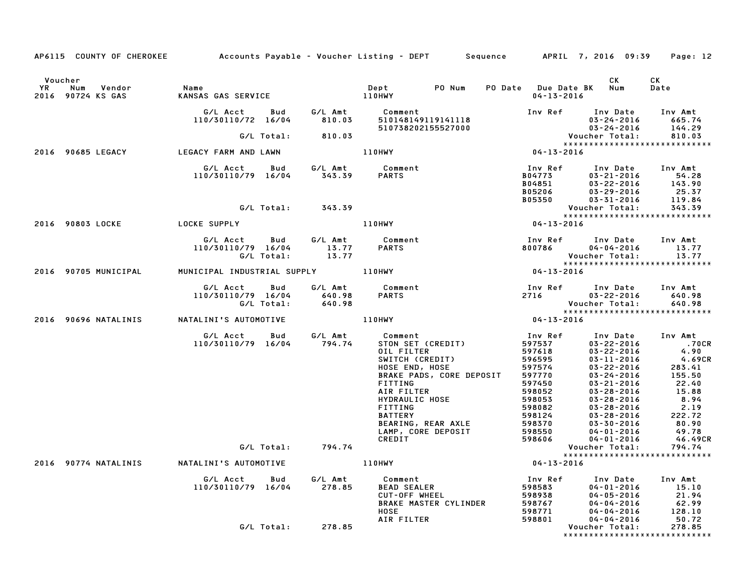AP6115 COUNTY OF CHEROKEE — Accounts Payable - Voucher Listing - DEPT — Sequence — APRIL 7, 2016 09:39 — Page: 12

| Voucher YR | Num | Vendor | Name | Dept | PO Num | PO Date | Due Date BK | CK Num | CK Date |
|---|---|---|---|---|---|---|---|---|---|
| 2016 | 90724 | KS GAS | KANSAS GAS SERVICE | 110HWY | | | 04-13-2016 | | |

| G/L Acct | Bud | G/L Amt | Comment | Inv Ref | Inv Date | Inv Amt |
|---|---|---|---|---|---|---|
| 110/30110/72 | 16/04 | 810.03 | 510148149119141118 | | 03-24-2016 | 665.74 |
| | | | 510738202155527000 | | 03-24-2016 | 144.29 |
| | G/L Total: | 810.03 | | | Voucher Total: | 810.03 |

*****************************

| Voucher YR | Num | Vendor | Name | Dept | Due Date |
|---|---|---|---|---|---|
| 2016 | 90685 | LEGACY | LEGACY FARM AND LAWN | 110HWY | 04-13-2016 |

| G/L Acct | Bud | G/L Amt | Comment | Inv Ref | Inv Date | Inv Amt |
|---|---|---|---|---|---|---|
| 110/30110/79 | 16/04 | 343.39 | PARTS | B04773 | 03-21-2016 | 54.28 |
| | | | | B04851 | 03-22-2016 | 143.90 |
| | | | | B05206 | 03-29-2016 | 25.37 |
| | | | | B05350 | 03-31-2016 | 119.84 |
| | G/L Total: | 343.39 | | | Voucher Total: | 343.39 |

*****************************

| Voucher YR | Num | Vendor | Name | Dept | Due Date |
|---|---|---|---|---|---|
| 2016 | 90803 | LOCKE | LOCKE SUPPLY | 110HWY | 04-13-2016 |

| G/L Acct | Bud | G/L Amt | Comment | Inv Ref | Inv Date | Inv Amt |
|---|---|---|---|---|---|---|
| 110/30110/79 | 16/04 | 13.77 | PARTS | 800786 | 04-04-2016 | 13.77 |
| | G/L Total: | 13.77 | | | Voucher Total: | 13.77 |

*****************************

| Voucher YR | Num | Vendor | Name | Dept | Due Date |
|---|---|---|---|---|---|
| 2016 | 90705 | MUNICIPAL | MUNICIPAL INDUSTRIAL SUPPLY | 110HWY | 04-13-2016 |

| G/L Acct | Bud | G/L Amt | Comment | Inv Ref | Inv Date | Inv Amt |
|---|---|---|---|---|---|---|
| 110/30110/79 | 16/04 | 640.98 | PARTS | 2716 | 03-22-2016 | 640.98 |
| | G/L Total: | 640.98 | | | Voucher Total: | 640.98 |

*****************************

| Voucher YR | Num | Vendor | Name | Dept | Due Date |
|---|---|---|---|---|---|
| 2016 | 90696 | NATALINIS | NATALINI'S AUTOMOTIVE | 110HWY | 04-13-2016 |

| G/L Acct | Bud | G/L Amt | Comment | Inv Ref | Inv Date | Inv Amt |
|---|---|---|---|---|---|---|
| 110/30110/79 | 16/04 | 794.74 | STON SET (CREDIT) | 597537 | 03-22-2016 | .70CR |
| | | | OIL FILTER | 597618 | 03-22-2016 | 4.90 |
| | | | SWITCH (CREDIT) | 596595 | 03-11-2016 | 4.69CR |
| | | | HOSE END, HOSE | 597574 | 03-22-2016 | 283.41 |
| | | | BRAKE PADS, CORE DEPOSIT | 597770 | 03-24-2016 | 155.50 |
| | | | FITTING | 597450 | 03-21-2016 | 22.40 |
| | | | AIR FILTER | 598052 | 03-28-2016 | 15.88 |
| | | | HYDRAULIC HOSE | 598053 | 03-28-2016 | 8.94 |
| | | | FITTING | 598082 | 03-28-2016 | 2.19 |
| | | | BATTERY | 598124 | 03-28-2016 | 222.72 |
| | | | BEARING, REAR AXLE | 598370 | 03-30-2016 | 80.90 |
| | | | LAMP, CORE DEPOSIT | 598550 | 04-01-2016 | 49.78 |
| | | | CREDIT | 598606 | 04-01-2016 | 46.49CR |
| | G/L Total: | 794.74 | | | Voucher Total: | 794.74 |

*****************************

| Voucher YR | Num | Vendor | Name | Dept | Due Date |
|---|---|---|---|---|---|
| 2016 | 90774 | NATALINIS | NATALINI'S AUTOMOTIVE | 110HWY | 04-13-2016 |

| G/L Acct | Bud | G/L Amt | Comment | Inv Ref | Inv Date | Inv Amt |
|---|---|---|---|---|---|---|
| 110/30110/79 | 16/04 | 278.85 | BEAD SEALER | 598583 | 04-01-2016 | 15.10 |
| | | | CUT-OFF WHEEL | 598938 | 04-05-2016 | 21.94 |
| | | | BRAKE MASTER CYLINDER | 598767 | 04-04-2016 | 62.99 |
| | | | HOSE | 598771 | 04-04-2016 | 128.10 |
| | | | AIR FILTER | 598801 | 04-04-2016 | 50.72 |
| | G/L Total: | 278.85 | | | Voucher Total: | 278.85 |

*****************************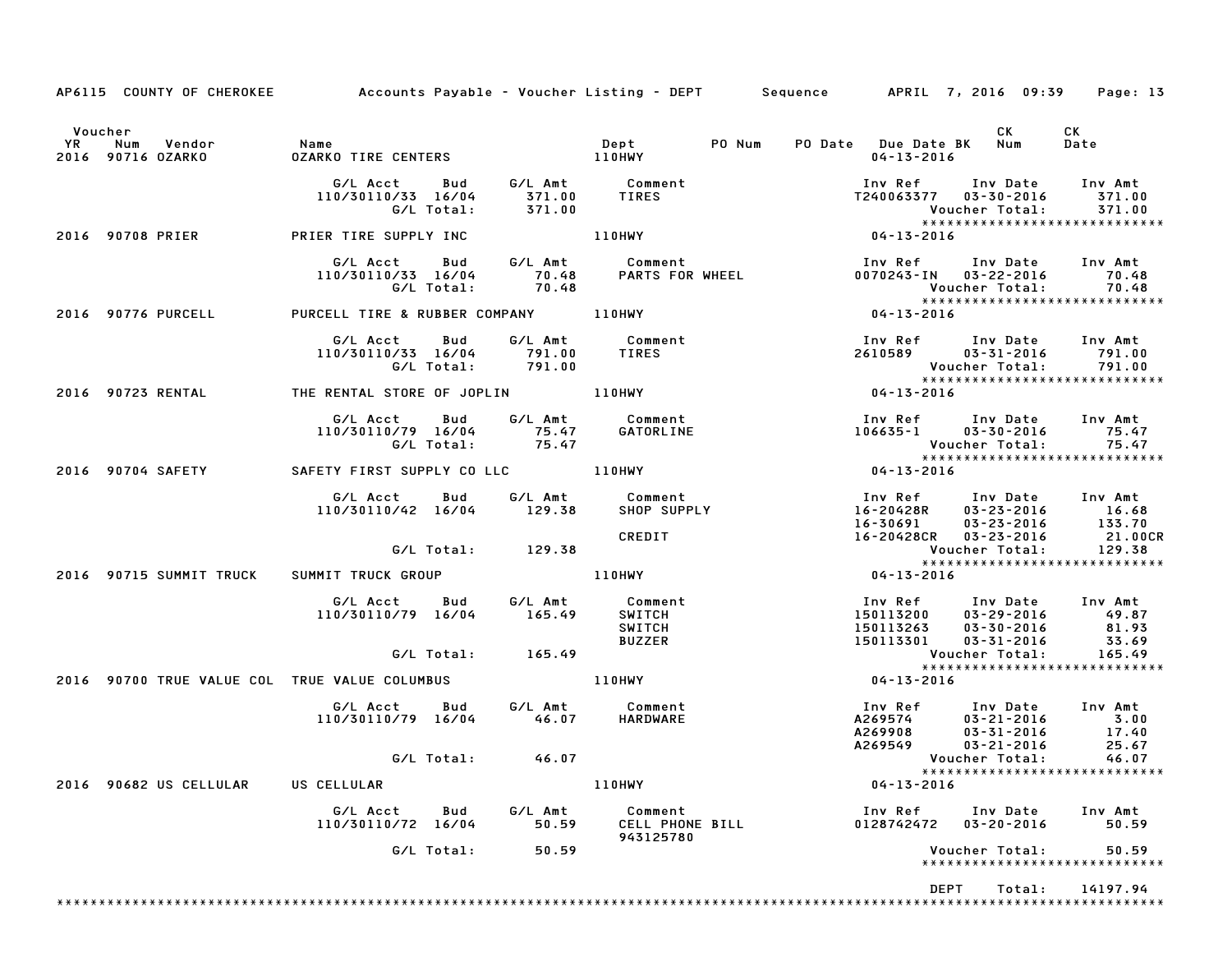AP6115 COUNTY OF CHEROKEE    Accounts Payable - Voucher Listing - DEPT    Sequence    APRIL 7, 2016 09:39

| Voucher YR | Num | Vendor | Name | Dept | PO Num | PO Date | Due Date BK | CK Num | CK Date |
|---|---|---|---|---|---|---|---|---|---|
| 2016 | 90716 | OZARKO | OZARKO TIRE CENTERS | 110HWY | | | 04-13-2016 | | |

| G/L Acct | Bud | G/L Amt | Comment | Inv Ref | Inv Date | Inv Amt |
|---|---|---|---|---|---|---|
| 110/30110/33 | 16/04 | 371.00 | TIRES | T240063377 | 03-30-2016 | 371.00 |
| | G/L Total: | 371.00 | | | Voucher Total: | 371.00 |

****************************

| Voucher YR | Num | Vendor | Name | Dept | Due Date BK |
|---|---|---|---|---|---|
| 2016 | 90708 | PRIER | PRIER TIRE SUPPLY INC | 110HWY | 04-13-2016 |

| G/L Acct | Bud | G/L Amt | Comment | Inv Ref | Inv Date | Inv Amt |
|---|---|---|---|---|---|---|
| 110/30110/33 | 16/04 | 70.48 | PARTS FOR WHEEL | 0070243-IN | 03-22-2016 | 70.48 |
| | G/L Total: | 70.48 | | | Voucher Total: | 70.48 |

****************************

| Voucher YR | Num | Vendor | Name | Dept | Due Date BK |
|---|---|---|---|---|---|
| 2016 | 90776 | PURCELL | PURCELL TIRE & RUBBER COMPANY | 110HWY | 04-13-2016 |

| G/L Acct | Bud | G/L Amt | Comment | Inv Ref | Inv Date | Inv Amt |
|---|---|---|---|---|---|---|
| 110/30110/33 | 16/04 | 791.00 | TIRES | 2610589 | 03-31-2016 | 791.00 |
| | G/L Total: | 791.00 | | | Voucher Total: | 791.00 |

****************************

| Voucher YR | Num | Vendor | Name | Dept | Due Date BK |
|---|---|---|---|---|---|
| 2016 | 90723 | RENTAL | THE RENTAL STORE OF JOPLIN | 110HWY | 04-13-2016 |

| G/L Acct | Bud | G/L Amt | Comment | Inv Ref | Inv Date | Inv Amt |
|---|---|---|---|---|---|---|
| 110/30110/79 | 16/04 | 75.47 | GATORLINE | 106635-1 | 03-30-2016 | 75.47 |
| | G/L Total: | 75.47 | | | Voucher Total: | 75.47 |

****************************

| Voucher YR | Num | Vendor | Name | Dept | Due Date BK |
|---|---|---|---|---|---|
| 2016 | 90704 | SAFETY | SAFETY FIRST SUPPLY CO LLC | 110HWY | 04-13-2016 |

| G/L Acct | Bud | G/L Amt | Comment | Inv Ref | Inv Date | Inv Amt |
|---|---|---|---|---|---|---|
| 110/30110/42 | 16/04 | 129.38 | SHOP SUPPLY | 16-20428R | 03-23-2016 | 16.68 |
| | | | | 16-30691 | 03-23-2016 | 133.70 |
| | | | CREDIT | 16-20428CR | 03-23-2016 | 21.00CR |
| | G/L Total: | 129.38 | | | Voucher Total: | 129.38 |

****************************

| Voucher YR | Num | Vendor | Name | Dept | Due Date BK |
|---|---|---|---|---|---|
| 2016 | 90715 | SUMMIT TRUCK | SUMMIT TRUCK GROUP | 110HWY | 04-13-2016 |

| G/L Acct | Bud | G/L Amt | Comment | Inv Ref | Inv Date | Inv Amt |
|---|---|---|---|---|---|---|
| 110/30110/79 | 16/04 | 165.49 | SWITCH | 150113200 | 03-29-2016 | 49.87 |
| | | | SWITCH | 150113263 | 03-30-2016 | 81.93 |
| | | | BUZZER | 150113301 | 03-31-2016 | 33.69 |
| | G/L Total: | 165.49 | | | Voucher Total: | 165.49 |

****************************

| Voucher YR | Num | Vendor | Name | Dept | Due Date BK |
|---|---|---|---|---|---|
| 2016 | 90700 | TRUE VALUE COL | TRUE VALUE COLUMBUS | 110HWY | 04-13-2016 |

| G/L Acct | Bud | G/L Amt | Comment | Inv Ref | Inv Date | Inv Amt |
|---|---|---|---|---|---|---|
| 110/30110/79 | 16/04 | 46.07 | HARDWARE | A269574 | 03-21-2016 | 3.00 |
| | | | | A269908 | 03-31-2016 | 17.40 |
| | | | | A269549 | 03-21-2016 | 25.67 |
| | G/L Total: | 46.07 | | | Voucher Total: | 46.07 |

****************************

| Voucher YR | Num | Vendor | Name | Dept | Due Date BK |
|---|---|---|---|---|---|
| 2016 | 90682 | US CELLULAR | US CELLULAR | 110HWY | 04-13-2016 |

| G/L Acct | Bud | G/L Amt | Comment | Inv Ref | Inv Date | Inv Amt |
|---|---|---|---|---|---|---|
| 110/30110/72 | 16/04 | 50.59 | CELL PHONE BILL 943125780 | 0128742472 | 03-20-2016 | 50.59 |
| | G/L Total: | 50.59 | | | Voucher Total: | 50.59 |

****************************

DEPT Total: 14197.94

****************************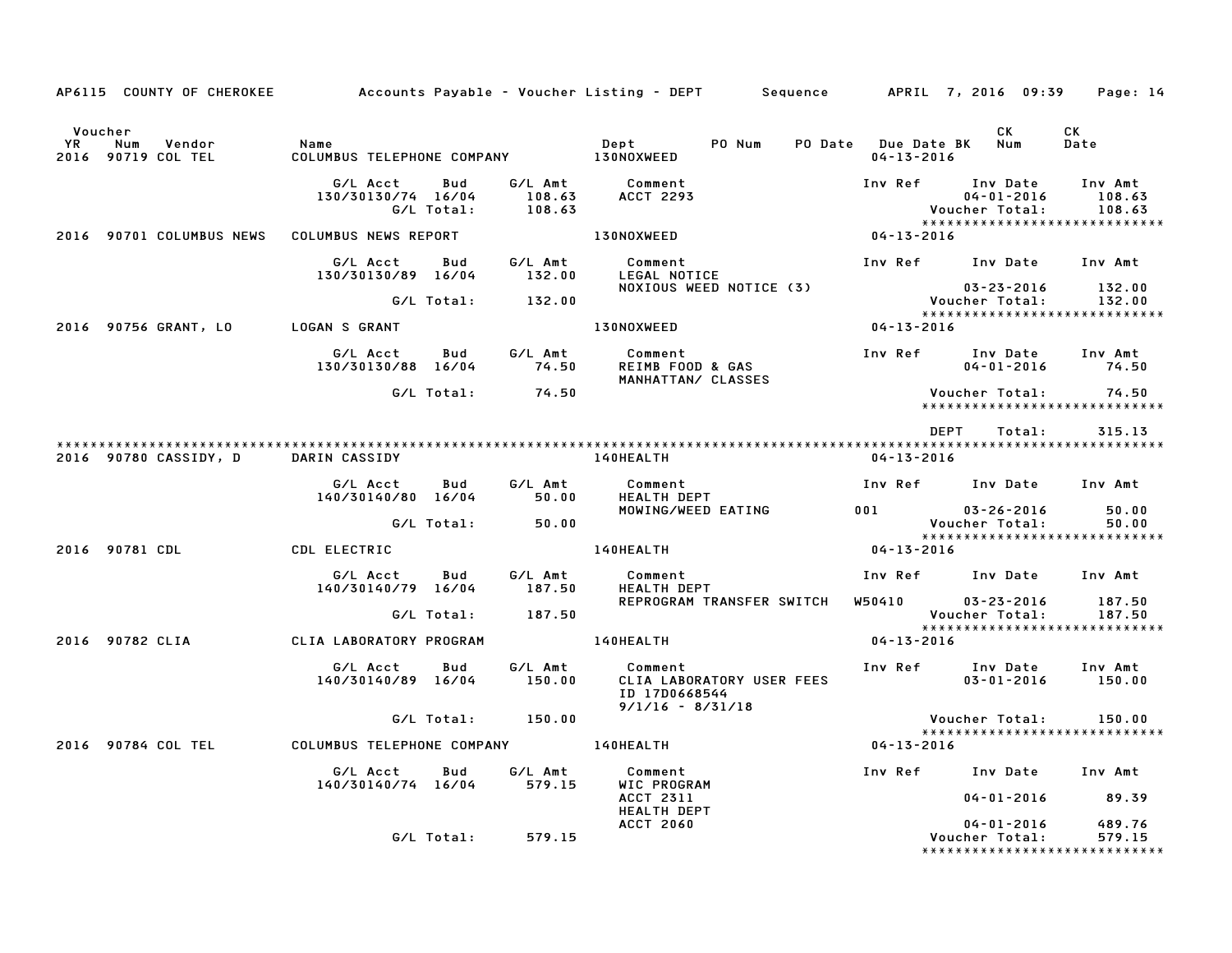AP6115 COUNTY OF CHEROKEE Accounts Payable - Voucher Listing - DEPT Sequence APRIL 7, 2016 09:39

| Voucher YR | Num | Vendor | Name | Dept | PO Num | PO Date | Due Date BK | CK Num | CK Date |
|---|---|---|---|---|---|---|---|---|---|
| 2016 | 90719 | COL TEL | COLUMBUS TELEPHONE COMPANY | 130NOXWEED | | | 04-13-2016 | | |

| G/L Acct | Bud | G/L Amt | Comment | Inv Ref | Inv Date | Inv Amt |
|---|---|---|---|---|---|---|
| 130/30130/74 | 16/04 | 108.63 | ACCT 2293 | | 04-01-2016 | 108.63 |
| | G/L Total: | 108.63 | | | Voucher Total: | 108.63 |

*****************************

| Voucher YR | Num | Vendor | Name | Dept | Due Date |
|---|---|---|---|---|---|
| 2016 | 90701 | COLUMBUS NEWS | COLUMBUS NEWS REPORT | 130NOXWEED | 04-13-2016 |

| G/L Acct | Bud | G/L Amt | Comment | Inv Ref | Inv Date | Inv Amt |
|---|---|---|---|---|---|---|
| 130/30130/89 | 16/04 | 132.00 | LEGAL NOTICE<br>NOXIOUS WEED NOTICE (3) | | 03-23-2016 | 132.00 |
| | G/L Total: | 132.00 | | | Voucher Total: | 132.00 |

*****************************

| Voucher YR | Num | Vendor | Name | Dept | Due Date |
|---|---|---|---|---|---|
| 2016 | 90756 | GRANT, LO | LOGAN S GRANT | 130NOXWEED | 04-13-2016 |

| G/L Acct | Bud | G/L Amt | Comment | Inv Ref | Inv Date | Inv Amt |
|---|---|---|---|---|---|---|
| 130/30130/88 | 16/04 | 74.50 | REIMB FOOD & GAS<br>MANHATTAN/ CLASSES | | 04-01-2016 | 74.50 |
| | G/L Total: | 74.50 | | | Voucher Total: | 74.50 |

*****************************

DEPT Total: 315.13

*****************************************************************************************************************************

| Voucher YR | Num | Vendor | Name | Dept | Due Date |
|---|---|---|---|---|---|
| 2016 | 90780 | CASSIDY, D | DARIN CASSIDY | 140HEALTH | 04-13-2016 |

| G/L Acct | Bud | G/L Amt | Comment | Inv Ref | Inv Date | Inv Amt |
|---|---|---|---|---|---|---|
| 140/30140/80 | 16/04 | 50.00 | HEALTH DEPT<br>MOWING/WEED EATING | 001 | 03-26-2016 | 50.00 |
| | G/L Total: | 50.00 | | | Voucher Total: | 50.00 |

*****************************

| Voucher YR | Num | Vendor | Name | Dept | Due Date |
|---|---|---|---|---|---|
| 2016 | 90781 | CDL | CDL ELECTRIC | 140HEALTH | 04-13-2016 |

| G/L Acct | Bud | G/L Amt | Comment | Inv Ref | Inv Date | Inv Amt |
|---|---|---|---|---|---|---|
| 140/30140/79 | 16/04 | 187.50 | HEALTH DEPT<br>REPROGRAM TRANSFER SWITCH | W50410 | 03-23-2016 | 187.50 |
| | G/L Total: | 187.50 | | | Voucher Total: | 187.50 |

*****************************

| Voucher YR | Num | Vendor | Name | Dept | Due Date |
|---|---|---|---|---|---|
| 2016 | 90782 | CLIA | CLIA LABORATORY PROGRAM | 140HEALTH | 04-13-2016 |

| G/L Acct | Bud | G/L Amt | Comment | Inv Ref | Inv Date | Inv Amt |
|---|---|---|---|---|---|---|
| 140/30140/89 | 16/04 | 150.00 | CLIA LABORATORY USER FEES<br>ID 17D0668544<br>9/1/16 - 8/31/18 | | 03-01-2016 | 150.00 |
| | G/L Total: | 150.00 | | | Voucher Total: | 150.00 |

*****************************

| Voucher YR | Num | Vendor | Name | Dept | Due Date |
|---|---|---|---|---|---|
| 2016 | 90784 | COL TEL | COLUMBUS TELEPHONE COMPANY | 140HEALTH | 04-13-2016 |

| G/L Acct | Bud | G/L Amt | Comment | Inv Ref | Inv Date | Inv Amt |
|---|---|---|---|---|---|---|
| 140/30140/74 | 16/04 | 579.15 | WIC PROGRAM<br>ACCT 2311 | | 04-01-2016 | 89.39 |
| | | | HEALTH DEPT<br>ACCT 2060 | | 04-01-2016 | 489.76 |
| | G/L Total: | 579.15 | | | Voucher Total: | 579.15 |

*****************************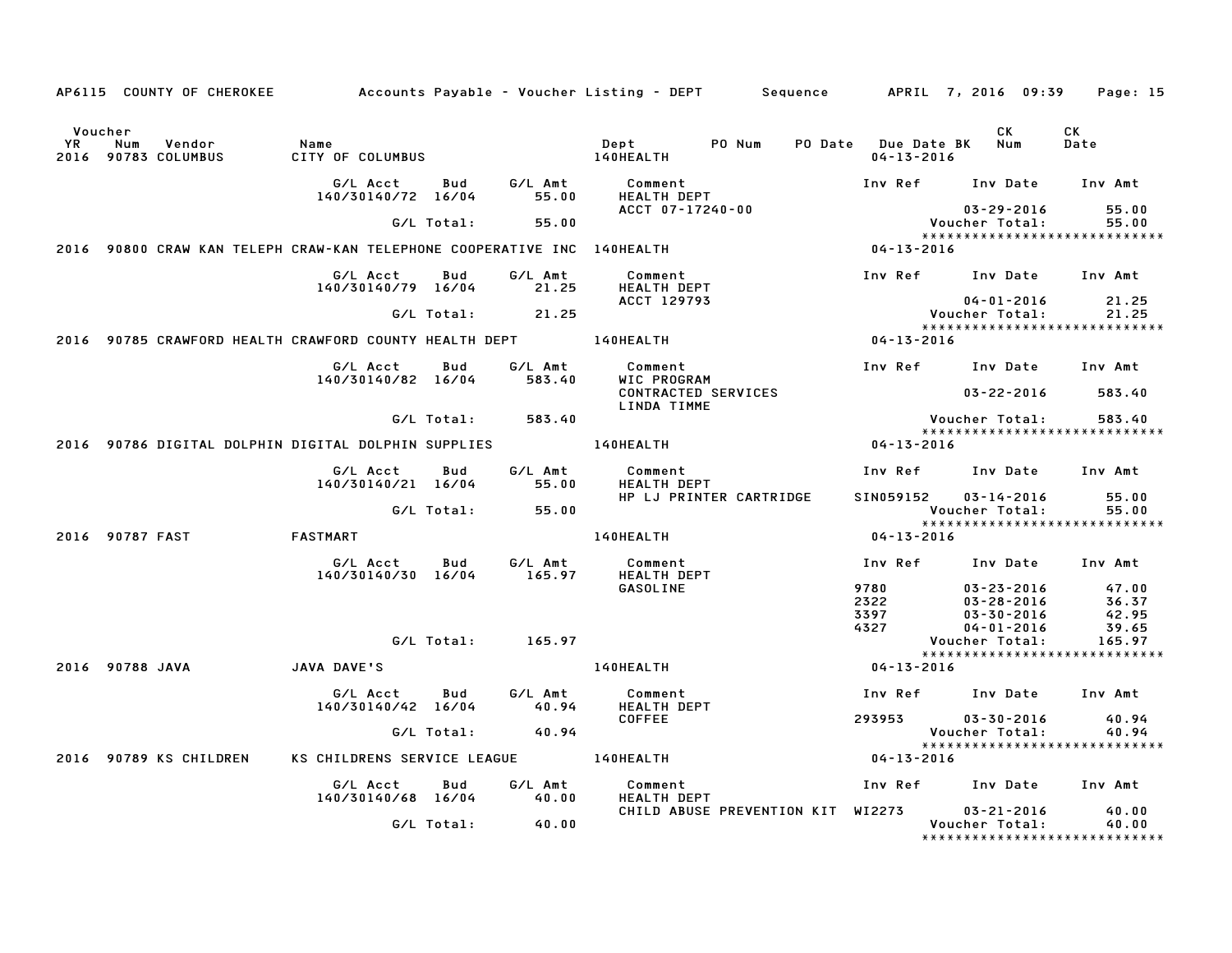AP6115 COUNTY OF CHEROKEE — Accounts Payable - Voucher Listing - DEPT — Sequence — APRIL 7, 2016 09:39

| Voucher YR | Num | Vendor | Name | Dept | PO Num | PO Date | Due Date BK | CK Num | CK Date |
|---|---|---|---|---|---|---|---|---|---|
| 2016 | 90783 | COLUMBUS | CITY OF COLUMBUS | 140HEALTH | | | 04-13-2016 | | |

| G/L Acct | Bud | G/L Amt | Comment | Inv Ref | Inv Date | Inv Amt |
|---|---|---|---|---|---|---|
| 140/30140/72 | 16/04 | 55.00 | HEALTH DEPT | | | |
| | | | ACCT 07-17240-00 | | 03-29-2016 | 55.00 |
| | G/L Total: | 55.00 | | | Voucher Total: | 55.00 |

*****************************

| Voucher YR | Num | Vendor | Name | Dept | PO Num | PO Date | Due Date BK | CK Num | CK Date |
|---|---|---|---|---|---|---|---|---|---|
| 2016 | 90800 | CRAW KAN TELEPH | CRAW-KAN TELEPHONE COOPERATIVE INC | 140HEALTH | | | 04-13-2016 | | |

| G/L Acct | Bud | G/L Amt | Comment | Inv Ref | Inv Date | Inv Amt |
|---|---|---|---|---|---|---|
| 140/30140/79 | 16/04 | 21.25 | HEALTH DEPT | | | |
| | | | ACCT 129793 | | 04-01-2016 | 21.25 |
| | G/L Total: | 21.25 | | | Voucher Total: | 21.25 |

*****************************

| Voucher YR | Num | Vendor | Name | Dept | PO Num | PO Date | Due Date BK | CK Num | CK Date |
|---|---|---|---|---|---|---|---|---|---|
| 2016 | 90785 | CRAWFORD HEALTH | CRAWFORD COUNTY HEALTH DEPT | 140HEALTH | | | 04-13-2016 | | |

| G/L Acct | Bud | G/L Amt | Comment | Inv Ref | Inv Date | Inv Amt |
|---|---|---|---|---|---|---|
| 140/30140/82 | 16/04 | 583.40 | WIC PROGRAM | | | |
| | | | CONTRACTED SERVICES | | 03-22-2016 | 583.40 |
| | | | LINDA TIMME | | | |
| | G/L Total: | 583.40 | | | Voucher Total: | 583.40 |

*****************************

| Voucher YR | Num | Vendor | Name | Dept | PO Num | PO Date | Due Date BK | CK Num | CK Date |
|---|---|---|---|---|---|---|---|---|---|
| 2016 | 90786 | DIGITAL DOLPHIN | DIGITAL DOLPHIN SUPPLIES | 140HEALTH | | | 04-13-2016 | | |

| G/L Acct | Bud | G/L Amt | Comment | Inv Ref | Inv Date | Inv Amt |
|---|---|---|---|---|---|---|
| 140/30140/21 | 16/04 | 55.00 | HEALTH DEPT | | | |
| | | | HP LJ PRINTER CARTRIDGE | SIN059152 | 03-14-2016 | 55.00 |
| | G/L Total: | 55.00 | | | Voucher Total: | 55.00 |

*****************************

| Voucher YR | Num | Vendor | Name | Dept | PO Num | PO Date | Due Date BK | CK Num | CK Date |
|---|---|---|---|---|---|---|---|---|---|
| 2016 | 90787 | FAST | FASTMART | 140HEALTH | | | 04-13-2016 | | |

| G/L Acct | Bud | G/L Amt | Comment | Inv Ref | Inv Date | Inv Amt |
|---|---|---|---|---|---|---|
| 140/30140/30 | 16/04 | 165.97 | HEALTH DEPT | | | |
| | | | GASOLINE | 9780 | 03-23-2016 | 47.00 |
| | | | | 2322 | 03-28-2016 | 36.37 |
| | | | | 3397 | 03-30-2016 | 42.95 |
| | | | | 4327 | 04-01-2016 | 39.65 |
| | G/L Total: | 165.97 | | | Voucher Total: | 165.97 |

*****************************

| Voucher YR | Num | Vendor | Name | Dept | PO Num | PO Date | Due Date BK | CK Num | CK Date |
|---|---|---|---|---|---|---|---|---|---|
| 2016 | 90788 | JAVA | JAVA DAVE'S | 140HEALTH | | | 04-13-2016 | | |

| G/L Acct | Bud | G/L Amt | Comment | Inv Ref | Inv Date | Inv Amt |
|---|---|---|---|---|---|---|
| 140/30140/42 | 16/04 | 40.94 | HEALTH DEPT | | | |
| | | | COFFEE | 293953 | 03-30-2016 | 40.94 |
| | G/L Total: | 40.94 | | | Voucher Total: | 40.94 |

*****************************

| Voucher YR | Num | Vendor | Name | Dept | PO Num | PO Date | Due Date BK | CK Num | CK Date |
|---|---|---|---|---|---|---|---|---|---|
| 2016 | 90789 | KS CHILDREN | KS CHILDRENS SERVICE LEAGUE | 140HEALTH | | | 04-13-2016 | | |

| G/L Acct | Bud | G/L Amt | Comment | Inv Ref | Inv Date | Inv Amt |
|---|---|---|---|---|---|---|
| 140/30140/68 | 16/04 | 40.00 | HEALTH DEPT | | | |
| | | | CHILD ABUSE PREVENTION KIT | WI2273 | 03-21-2016 | 40.00 |
| | G/L Total: | 40.00 | | | Voucher Total: | 40.00 |

*****************************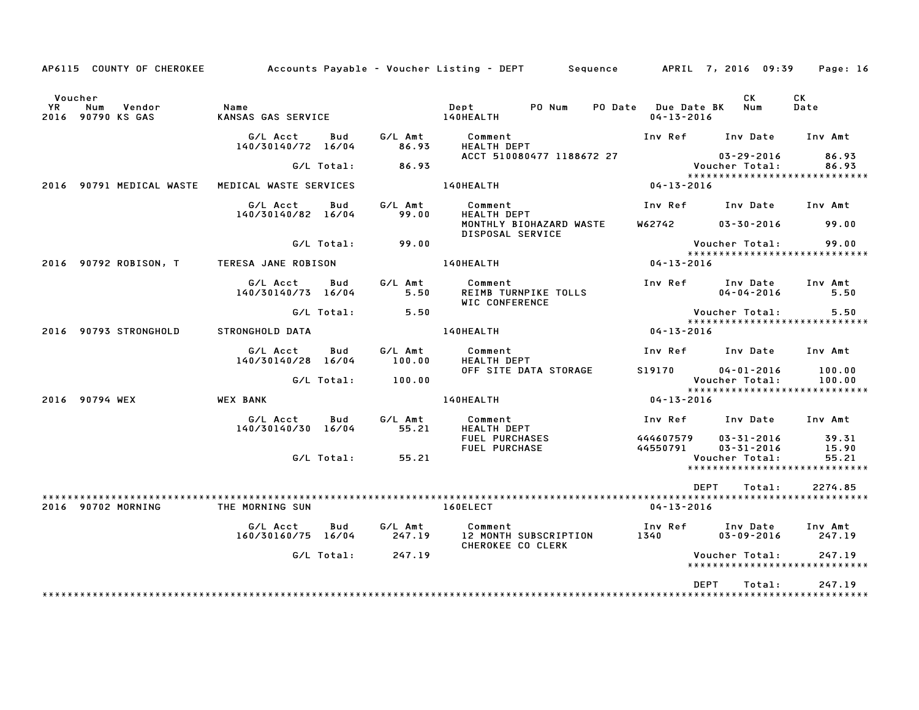AP6115 COUNTY OF CHEROKEE Accounts Payable - Voucher Listing - DEPT Sequence APRIL 7, 2016 09:39

| Voucher YR | Num | Vendor | Name | | | Dept | PO Num | PO Date | Due Date BK | CK Num | CK Date |
|---|---|---|---|---|---|---|---|---|---|---|---|
| 2016 | 90790 | KS GAS | KANSAS GAS SERVICE | | | 140HEALTH | | | 04-13-2016 | | |

| G/L Acct | Bud | G/L Amt | Comment | Inv Ref | Inv Date | Inv Amt |
|---|---|---|---|---|---|---|
| 140/30140/72 | 16/04 | 86.93 | HEALTH DEPT | | | |
| | | | ACCT 510080477 1188672 27 | | 03-29-2016 | 86.93 |
| | G/L Total: | 86.93 | | | Voucher Total: | 86.93 |

*****************************

| Voucher YR | Num | Vendor | Name | Dept | Due Date |
|---|---|---|---|---|---|
| 2016 | 90791 | MEDICAL WASTE | MEDICAL WASTE SERVICES | 140HEALTH | 04-13-2016 |

| G/L Acct | Bud | G/L Amt | Comment | Inv Ref | Inv Date | Inv Amt |
|---|---|---|---|---|---|---|
| 140/30140/82 | 16/04 | 99.00 | HEALTH DEPT | | | |
| | | | MONTHLY BIOHAZARD WASTE | W62742 | 03-30-2016 | 99.00 |
| | | | DISPOSAL SERVICE | | | |
| | G/L Total: | 99.00 | | | Voucher Total: | 99.00 |

*****************************

| Voucher YR | Num | Vendor | Name | Dept | Due Date |
|---|---|---|---|---|---|
| 2016 | 90792 | ROBISON, T | TERESA JANE ROBISON | 140HEALTH | 04-13-2016 |

| G/L Acct | Bud | G/L Amt | Comment | Inv Ref | Inv Date | Inv Amt |
|---|---|---|---|---|---|---|
| 140/30140/73 | 16/04 | 5.50 | REIMB TURNPIKE TOLLS | | 04-04-2016 | 5.50 |
| | | | WIC CONFERENCE | | | |
| | G/L Total: | 5.50 | | | Voucher Total: | 5.50 |

*****************************

| Voucher YR | Num | Vendor | Name | Dept | Due Date |
|---|---|---|---|---|---|
| 2016 | 90793 | STRONGHOLD | STRONGHOLD DATA | 140HEALTH | 04-13-2016 |

| G/L Acct | Bud | G/L Amt | Comment | Inv Ref | Inv Date | Inv Amt |
|---|---|---|---|---|---|---|
| 140/30140/28 | 16/04 | 100.00 | HEALTH DEPT | | | |
| | | | OFF SITE DATA STORAGE | S19170 | 04-01-2016 | 100.00 |
| | G/L Total: | 100.00 | | | Voucher Total: | 100.00 |

*****************************

| Voucher YR | Num | Vendor | Name | Dept | Due Date |
|---|---|---|---|---|---|
| 2016 | 90794 | WEX | WEX BANK | 140HEALTH | 04-13-2016 |

| G/L Acct | Bud | G/L Amt | Comment | Inv Ref | Inv Date | Inv Amt |
|---|---|---|---|---|---|---|
| 140/30140/30 | 16/04 | 55.21 | HEALTH DEPT | | | |
| | | | FUEL PURCHASES | 444607579 | 03-31-2016 | 39.31 |
| | | | FUEL PURCHASE | 44550791 | 03-31-2016 | 15.90 |
| | G/L Total: | 55.21 | | | Voucher Total: | 55.21 |

*****************************

DEPT Total: 2274.85

*****************************

| Voucher YR | Num | Vendor | Name | Dept | Due Date |
|---|---|---|---|---|---|
| 2016 | 90702 | MORNING | THE MORNING SUN | 160ELECT | 04-13-2016 |

| G/L Acct | Bud | G/L Amt | Comment | Inv Ref | Inv Date | Inv Amt |
|---|---|---|---|---|---|---|
| 160/30160/75 | 16/04 | 247.19 | 12 MONTH SUBSCRIPTION | 1340 | 03-09-2016 | 247.19 |
| | | | CHEROKEE CO CLERK | | | |
| | G/L Total: | 247.19 | | | Voucher Total: | 247.19 |

*****************************

DEPT Total: 247.19

*****************************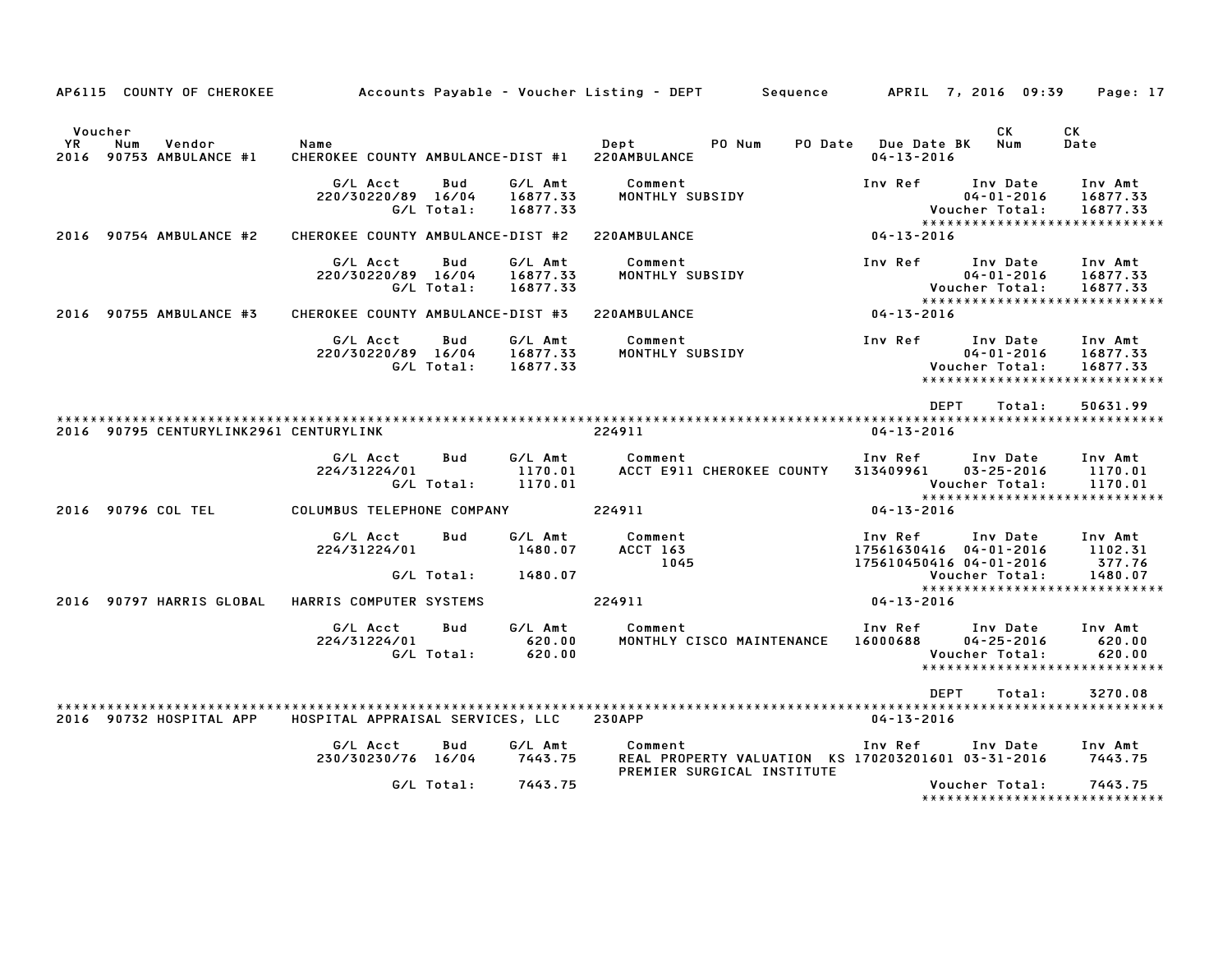AP6115 COUNTY OF CHEROKEE — Accounts Payable - Voucher Listing - DEPT — Sequence — APRIL 7, 2016 09:39

| Voucher YR | Num | Vendor | Name | Dept | PO Num | PO Date | Due Date BK | CK Num | CK Date |
|---|---|---|---|---|---|---|---|---|---|
| 2016 | 90753 | AMBULANCE #1 | CHEROKEE COUNTY AMBULANCE-DIST #1 | 220AMBULANCE | | | 04-13-2016 | | |

| G/L Acct | Bud | G/L Amt | Comment | Inv Ref | Inv Date | Inv Amt |
|---|---|---|---|---|---|---|
| 220/30220/89 | 16/04 | 16877.33 | MONTHLY SUBSIDY | | 04-01-2016 | 16877.33 |
| | G/L Total: | 16877.33 | | | Voucher Total: | 16877.33 |

******************************

| Voucher YR | Num | Vendor | Name | Dept | Due Date |
|---|---|---|---|---|---|
| 2016 | 90754 | AMBULANCE #2 | CHEROKEE COUNTY AMBULANCE-DIST #2 | 220AMBULANCE | 04-13-2016 |

| G/L Acct | Bud | G/L Amt | Comment | Inv Ref | Inv Date | Inv Amt |
|---|---|---|---|---|---|---|
| 220/30220/89 | 16/04 | 16877.33 | MONTHLY SUBSIDY | | 04-01-2016 | 16877.33 |
| | G/L Total: | 16877.33 | | | Voucher Total: | 16877.33 |

******************************

| Voucher YR | Num | Vendor | Name | Dept | Due Date |
|---|---|---|---|---|---|
| 2016 | 90755 | AMBULANCE #3 | CHEROKEE COUNTY AMBULANCE-DIST #3 | 220AMBULANCE | 04-13-2016 |

| G/L Acct | Bud | G/L Amt | Comment | Inv Ref | Inv Date | Inv Amt |
|---|---|---|---|---|---|---|
| 220/30220/89 | 16/04 | 16877.33 | MONTHLY SUBSIDY | | 04-01-2016 | 16877.33 |
| | G/L Total: | 16877.33 | | | Voucher Total: | 16877.33 |

******************************

DEPT Total: 50631.99

******************************

| Voucher YR | Num | Vendor | Name | Dept | Due Date |
|---|---|---|---|---|---|
| 2016 | 90795 | CENTURYLINK2961 | CENTURYLINK | 224911 | 04-13-2016 |

| G/L Acct | Bud | G/L Amt | Comment | Inv Ref | Inv Date | Inv Amt |
|---|---|---|---|---|---|---|
| 224/31224/01 | | 1170.01 | ACCT E911 CHEROKEE COUNTY | 313409961 | 03-25-2016 | 1170.01 |
| | G/L Total: | 1170.01 | | | Voucher Total: | 1170.01 |

******************************

| Voucher YR | Num | Vendor | Name | Dept | Due Date |
|---|---|---|---|---|---|
| 2016 | 90796 | COL TEL | COLUMBUS TELEPHONE COMPANY | 224911 | 04-13-2016 |

| G/L Acct | Bud | G/L Amt | Comment | Inv Ref | Inv Date | Inv Amt |
|---|---|---|---|---|---|---|
| 224/31224/01 | | 1480.07 | ACCT 163 | 17561630416 | 04-01-2016 | 1102.31 |
| | | | 1045 | 175610450416 | 04-01-2016 | 377.76 |
| | G/L Total: | 1480.07 | | | Voucher Total: | 1480.07 |

******************************

| Voucher YR | Num | Vendor | Name | Dept | Due Date |
|---|---|---|---|---|---|
| 2016 | 90797 | HARRIS GLOBAL | HARRIS COMPUTER SYSTEMS | 224911 | 04-13-2016 |

| G/L Acct | Bud | G/L Amt | Comment | Inv Ref | Inv Date | Inv Amt |
|---|---|---|---|---|---|---|
| 224/31224/01 | | 620.00 | MONTHLY CISCO MAINTENANCE | 16000688 | 04-25-2016 | 620.00 |
| | G/L Total: | 620.00 | | | Voucher Total: | 620.00 |

******************************

DEPT Total: 3270.08

******************************

| Voucher YR | Num | Vendor | Name | Dept | Due Date |
|---|---|---|---|---|---|
| 2016 | 90732 | HOSPITAL APP | HOSPITAL APPRAISAL SERVICES, LLC | 230APP | 04-13-2016 |

| G/L Acct | Bud | G/L Amt | Comment | Inv Ref | Inv Date | Inv Amt |
|---|---|---|---|---|---|---|
| 230/30230/76 | 16/04 | 7443.75 | REAL PROPERTY VALUATION KS PREMIER SURGICAL INSTITUTE | 170203201601 | 03-31-2016 | 7443.75 |
| | G/L Total: | 7443.75 | | | Voucher Total: | 7443.75 |

******************************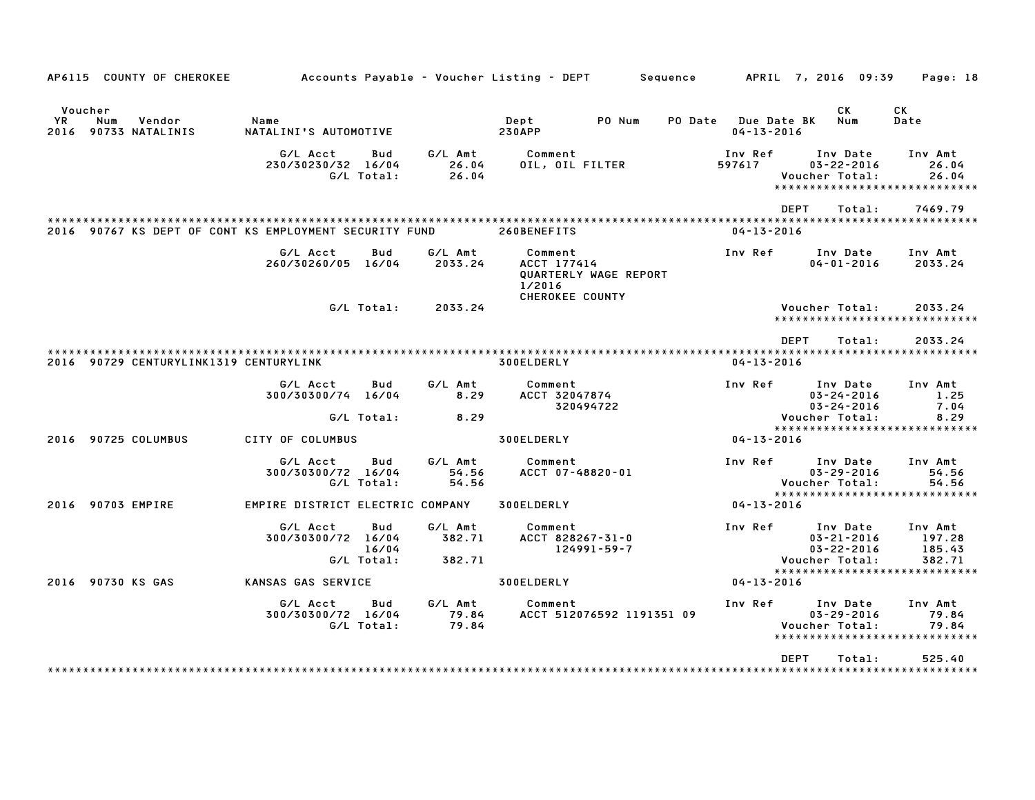AP6115 COUNTY OF CHEROKEE — Accounts Payable - Voucher Listing - DEPT — Sequence — APRIL 7, 2016 09:39

| Voucher YR | Num | Vendor | Name | Dept | PO Num | PO Date | Due Date BK | CK Num | CK Date |
|---|---|---|---|---|---|---|---|---|---|
| 2016 | 90733 | NATALINIS | NATALINI'S AUTOMOTIVE | 230APP | | | 04-13-2016 | | |

| G/L Acct | Bud | G/L Amt | Comment | Inv Ref | Inv Date | Inv Amt |
|---|---|---|---|---|---|---|
| 230/30230/32 | 16/04 | 26.04 | OIL, OIL FILTER | 597617 | 03-22-2016 | 26.04 |
| | G/L Total: | 26.04 | | | Voucher Total: | 26.04 |

****************************

DEPT Total: 7469.79

****************************

| Voucher YR | Num | Vendor | Name | Dept | Due Date |
|---|---|---|---|---|---|
| 2016 | 90767 | KS DEPT OF CONT | KS EMPLOYMENT SECURITY FUND | 260BENEFITS | 04-13-2016 |

| G/L Acct | Bud | G/L Amt | Comment | Inv Ref | Inv Date | Inv Amt |
|---|---|---|---|---|---|---|
| 260/30260/05 | 16/04 | 2033.24 | ACCT 177414 QUARTERLY WAGE REPORT 1/2016 CHEROKEE COUNTY | | 04-01-2016 | 2033.24 |
| | G/L Total: | 2033.24 | | | Voucher Total: | 2033.24 |

****************************

DEPT Total: 2033.24

****************************

| Voucher YR | Num | Vendor | Name | Dept | Due Date |
|---|---|---|---|---|---|
| 2016 | 90729 | CENTURYLINK1319 | CENTURYLINK | 300ELDERLY | 04-13-2016 |

| G/L Acct | Bud | G/L Amt | Comment | Inv Ref | Inv Date | Inv Amt |
|---|---|---|---|---|---|---|
| 300/30300/74 | 16/04 | 8.29 | ACCT 32047874 | | 03-24-2016 | 1.25 |
| | | | 320494722 | | 03-24-2016 | 7.04 |
| | G/L Total: | 8.29 | | | Voucher Total: | 8.29 |

****************************

| Voucher YR | Num | Vendor | Name | Dept | Due Date |
|---|---|---|---|---|---|
| 2016 | 90725 | COLUMBUS | CITY OF COLUMBUS | 300ELDERLY | 04-13-2016 |

| G/L Acct | Bud | G/L Amt | Comment | Inv Ref | Inv Date | Inv Amt |
|---|---|---|---|---|---|---|
| 300/30300/72 | 16/04 | 54.56 | ACCT 07-48820-01 | | 03-29-2016 | 54.56 |
| | G/L Total: | 54.56 | | | Voucher Total: | 54.56 |

****************************

| Voucher YR | Num | Vendor | Name | Dept | Due Date |
|---|---|---|---|---|---|
| 2016 | 90703 | EMPIRE | EMPIRE DISTRICT ELECTRIC COMPANY | 300ELDERLY | 04-13-2016 |

| G/L Acct | Bud | G/L Amt | Comment | Inv Ref | Inv Date | Inv Amt |
|---|---|---|---|---|---|---|
| 300/30300/72 | 16/04 | 382.71 | ACCT 828267-31-0 | | 03-21-2016 | 197.28 |
| | 16/04 | | 124991-59-7 | | 03-22-2016 | 185.43 |
| | G/L Total: | 382.71 | | | Voucher Total: | 382.71 |

****************************

| Voucher YR | Num | Vendor | Name | Dept | Due Date |
|---|---|---|---|---|---|
| 2016 | 90730 | KS GAS | KANSAS GAS SERVICE | 300ELDERLY | 04-13-2016 |

| G/L Acct | Bud | G/L Amt | Comment | Inv Ref | Inv Date | Inv Amt |
|---|---|---|---|---|---|---|
| 300/30300/72 | 16/04 | 79.84 | ACCT 512076592 1191351 09 | | 03-29-2016 | 79.84 |
| | G/L Total: | 79.84 | | | Voucher Total: | 79.84 |

****************************

DEPT Total: 525.40

****************************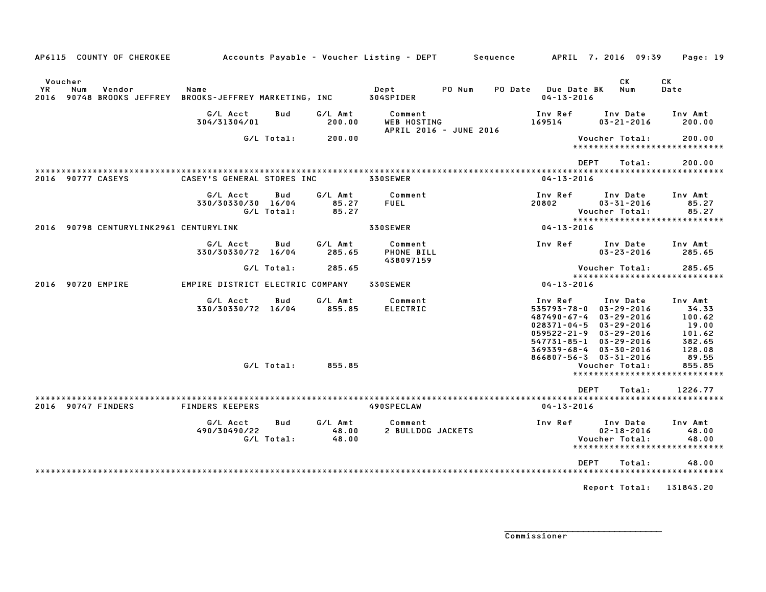AP6115 COUNTY OF CHEROKEE — Accounts Payable - Voucher Listing - DEPT — Sequence — APRIL 7, 2016 09:39

| Voucher YR | Num | Vendor | Name | Dept | PO Num | PO Date | Due Date | BK | CK Num | CK Date |
|---|---|---|---|---|---|---|---|---|---|---|
| 2016 | 90748 | BROOKS JEFFREY | BROOKS-JEFFREY MARKETING, INC | 304SPIDER | | | 04-13-2016 | | | |

| G/L Acct | Bud | G/L Amt | Comment | Inv Ref | Inv Date | Inv Amt |
|---|---|---|---|---|---|---|
| 304/31304/01 | | 200.00 | WEB HOSTING APRIL 2016 - JUNE 2016 | 169514 | 03-21-2016 | 200.00 |
| | G/L Total: | 200.00 | | | Voucher Total: | 200.00 |

DEPT Total: 200.00

| Voucher YR | Num | Vendor | Name | Dept | Due Date |
|---|---|---|---|---|---|
| 2016 | 90777 | CASEYS | CASEY'S GENERAL STORES INC | 330SEWER | 04-13-2016 |

| G/L Acct | Bud | G/L Amt | Comment | Inv Ref | Inv Date | Inv Amt |
|---|---|---|---|---|---|---|
| 330/30330/30 | 16/04 | 85.27 | FUEL | 20802 | 03-31-2016 | 85.27 |
| | G/L Total: | 85.27 | | | Voucher Total: | 85.27 |

| Voucher YR | Num | Vendor | Name | Dept | Due Date |
|---|---|---|---|---|---|
| 2016 | 90798 | CENTURYLINK2961 | CENTURYLINK | 330SEWER | 04-13-2016 |

| G/L Acct | Bud | G/L Amt | Comment | Inv Ref | Inv Date | Inv Amt |
|---|---|---|---|---|---|---|
| 330/30330/72 | 16/04 | 285.65 | PHONE BILL 438097159 | | 03-23-2016 | 285.65 |
| | G/L Total: | 285.65 | | | Voucher Total: | 285.65 |

| Voucher YR | Num | Vendor | Name | Dept | Due Date |
|---|---|---|---|---|---|
| 2016 | 90720 | EMPIRE | EMPIRE DISTRICT ELECTRIC COMPANY | 330SEWER | 04-13-2016 |

| G/L Acct | Bud | G/L Amt | Comment | Inv Ref | Inv Date | Inv Amt |
|---|---|---|---|---|---|---|
| 330/30330/72 | 16/04 | 855.85 | ELECTRIC | 535793-78-0 | 03-29-2016 | 34.33 |
| | | | | 487490-67-4 | 03-29-2016 | 100.62 |
| | | | | 028371-04-5 | 03-29-2016 | 19.00 |
| | | | | 059522-21-9 | 03-29-2016 | 101.62 |
| | | | | 547731-85-1 | 03-29-2016 | 382.65 |
| | | | | 369339-68-4 | 03-30-2016 | 128.08 |
| | | | | 866807-56-3 | 03-31-2016 | 89.55 |
| | G/L Total: | 855.85 | | | Voucher Total: | 855.85 |

DEPT Total: 1226.77

| Voucher YR | Num | Vendor | Name | Dept | Due Date |
|---|---|---|---|---|---|
| 2016 | 90747 | FINDERS | FINDERS KEEPERS | 490SPECLAW | 04-13-2016 |

| G/L Acct | Bud | G/L Amt | Comment | Inv Ref | Inv Date | Inv Amt |
|---|---|---|---|---|---|---|
| 490/30490/22 | | 48.00 | 2 BULLDOG JACKETS | | 02-18-2016 | 48.00 |
| | G/L Total: | 48.00 | | | Voucher Total: | 48.00 |

DEPT Total: 48.00

Report Total: 131843.20

\_\_\_\_\_\_\_\_\_\_\_\_\_\_\_\_\_\_\_\_\_\_\_\_\_\_\_\_\_\_

Commissioner